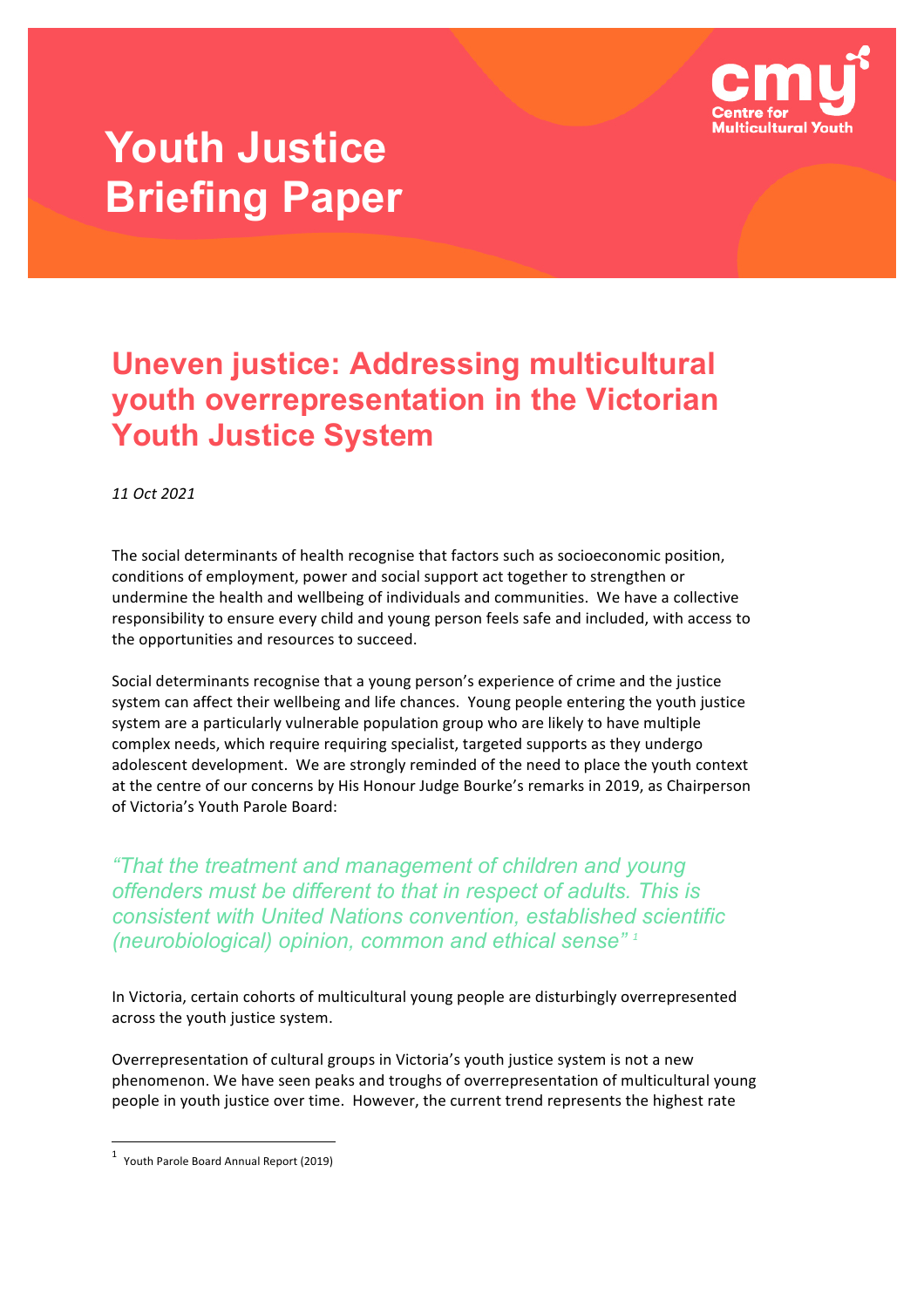# Youth Justice Briefing Paper

cmy Centre for Multicultural Youth

## Uneven justice: Addressing multicultural youth overrepresentation in the Victorian Youth Justice System

*11 Oct 2021*

The social determinants of health recognise that factors such as socioeconomic position, conditions of employment, power and social support act together to strengthen or undermine the health and wellbeing of individuals and communities. We have a collective responsibility to ensure every child and young person feels safe and included, with access to the opportunities and resources to succeed.

Social determinants recognise that a young person's experience of crime and the justice system can affect their wellbeing and life chances. Young people entering the youth justice system are a particularly vulnerable population group who are likely to have multiple complex needs, which require requiring specialist, targeted supports as they undergo adolescent development. We are strongly reminded of the need to place the youth context at the centre of our concerns by His Honour Judge Bourke's remarks in 2019, as Chairperson of Victoria's Youth Parole Board:

> *"That the treatment and management of children and young offenders must be different to that in respect of adults. This is consistent with United Nations convention, established scientific (neurobiological) opinion, common and ethical sense"* [1]

In Victoria, certain cohorts of multicultural young people are disturbingly overrepresented across the youth justice system.

Overrepresentation of cultural groups in Victoria's youth justice system is not a new phenomenon. We have seen peaks and troughs of overrepresentation of multicultural young people in youth justice over time. However, the current trend represents the highest rate

[1] Youth Parole Board Annual Report (2019)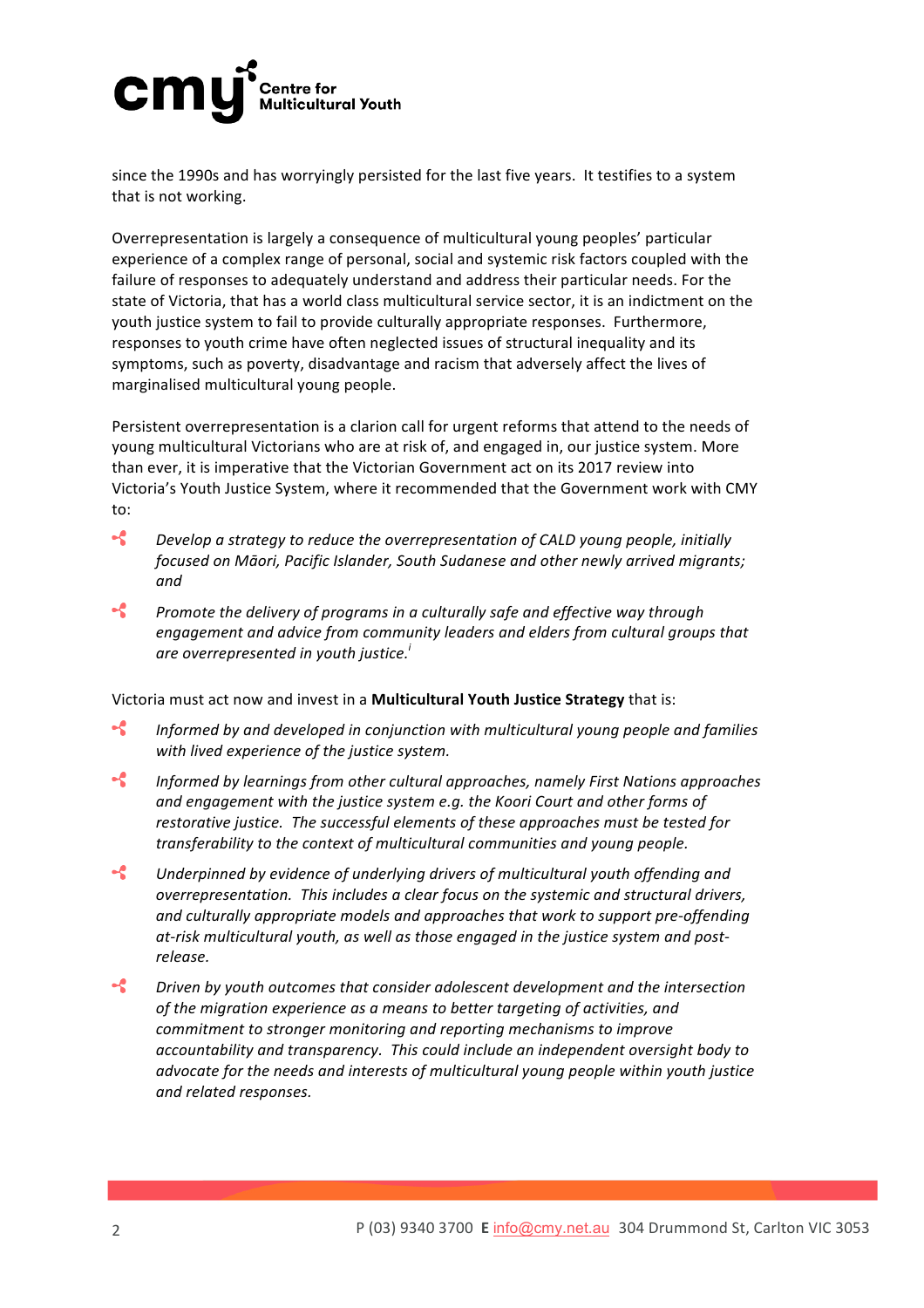since the 1990s and has worryingly persisted for the last five years. It testifies to a system that is not working.

Overrepresentation is largely a consequence of multicultural young peoples' particular experience of a complex range of personal, social and systemic risk factors coupled with the failure of responses to adequately understand and address their particular needs. For the state of Victoria, that has a world class multicultural service sector, it is an indictment on the youth justice system to fail to provide culturally appropriate responses. Furthermore, responses to youth crime have often neglected issues of structural inequality and its symptoms, such as poverty, disadvantage and racism that adversely affect the lives of marginalised multicultural young people.

Persistent overrepresentation is a clarion call for urgent reforms that attend to the needs of young multicultural Victorians who are at risk of, and engaged in, our justice system. More than ever, it is imperative that the Victorian Government act on its 2017 review into Victoria's Youth Justice System, where it recommended that the Government work with CMY to:

- *Develop a strategy to reduce the overrepresentation of CALD young people, initially focused on Māori, Pacific Islander, South Sudanese and other newly arrived migrants; and*
- *Promote the delivery of programs in a culturally safe and effective way through engagement and advice from community leaders and elders from cultural groups that are overrepresented in youth justice.*[i]

Victoria must act now and invest in a **Multicultural Youth Justice Strategy** that is:

- *Informed by and developed in conjunction with multicultural young people and families with lived experience of the justice system.*
- *Informed by learnings from other cultural approaches, namely First Nations approaches and engagement with the justice system e.g. the Koori Court and other forms of restorative justice. The successful elements of these approaches must be tested for transferability to the context of multicultural communities and young people.*
- *Underpinned by evidence of underlying drivers of multicultural youth offending and overrepresentation. This includes a clear focus on the systemic and structural drivers, and culturally appropriate models and approaches that work to support pre-offending at-risk multicultural youth, as well as those engaged in the justice system and post-release.*
- *Driven by youth outcomes that consider adolescent development and the intersection of the migration experience as a means to better targeting of activities, and commitment to stronger monitoring and reporting mechanisms to improve accountability and transparency. This could include an independent oversight body to advocate for the needs and interests of multicultural young people within youth justice and related responses.*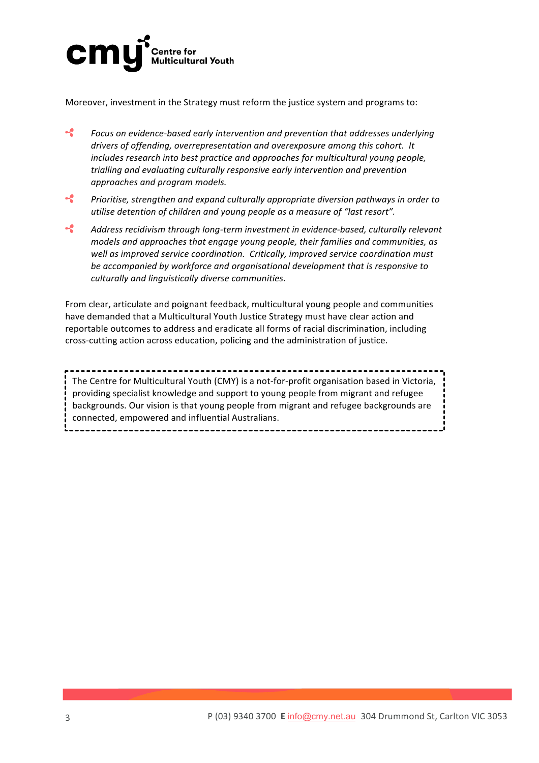Moreover, investment in the Strategy must reform the justice system and programs to:

- *Focus on evidence-based early intervention and prevention that addresses underlying drivers of offending, overrepresentation and overexposure among this cohort. It includes research into best practice and approaches for multicultural young people, trialling and evaluating culturally responsive early intervention and prevention approaches and program models.*
- *Prioritise, strengthen and expand culturally appropriate diversion pathways in order to utilise detention of children and young people as a measure of "last resort".*
- *Address recidivism through long-term investment in evidence-based, culturally relevant models and approaches that engage young people, their families and communities, as well as improved service coordination. Critically, improved service coordination must be accompanied by workforce and organisational development that is responsive to culturally and linguistically diverse communities.*

From clear, articulate and poignant feedback, multicultural young people and communities have demanded that a Multicultural Youth Justice Strategy must have clear action and reportable outcomes to address and eradicate all forms of racial discrimination, including cross-cutting action across education, policing and the administration of justice.

> The Centre for Multicultural Youth (CMY) is a not-for-profit organisation based in Victoria, providing specialist knowledge and support to young people from migrant and refugee backgrounds. Our vision is that young people from migrant and refugee backgrounds are connected, empowered and influential Australians.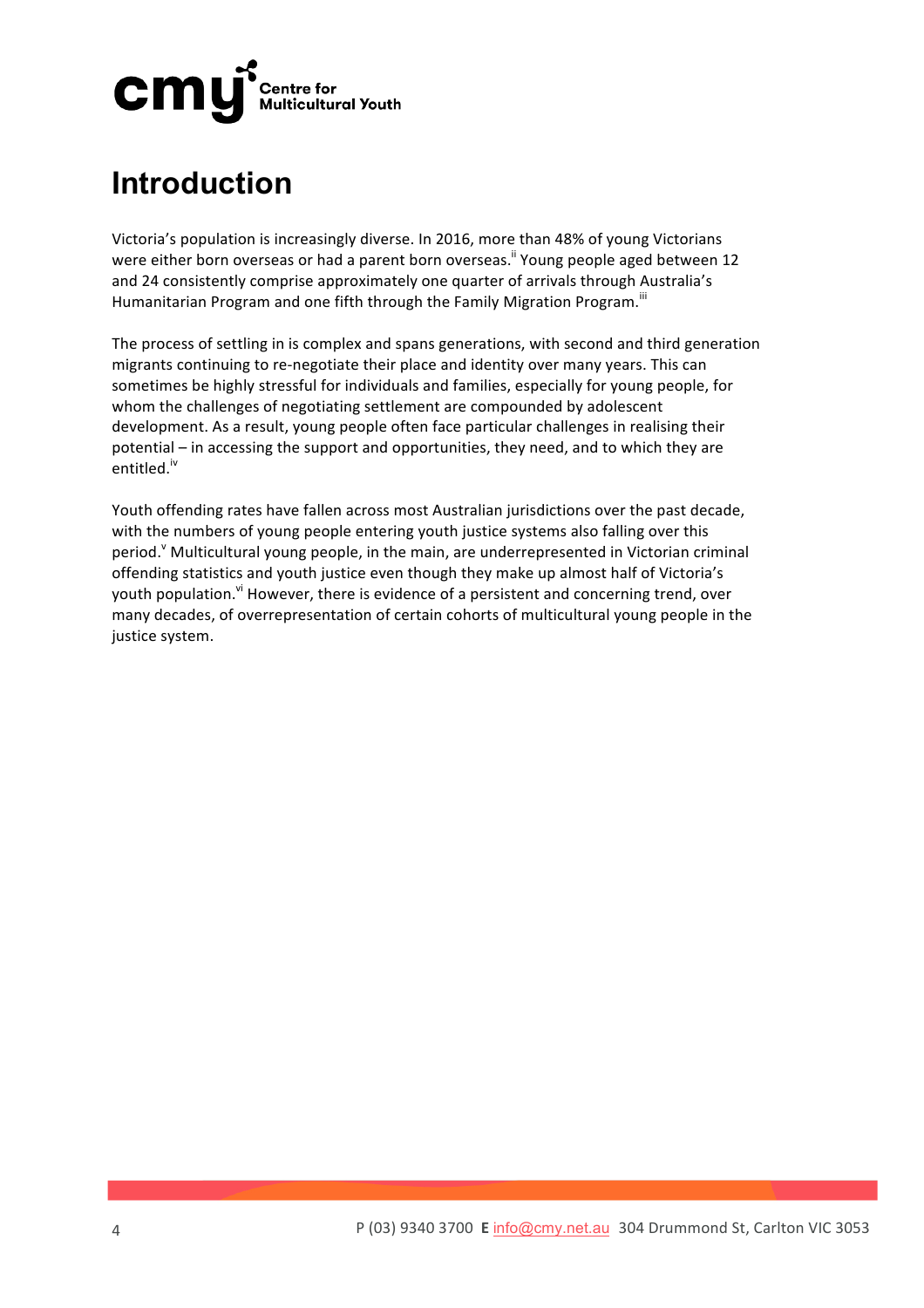# Introduction

Victoria's population is increasingly diverse. In 2016, more than 48% of young Victorians were either born overseas or had a parent born overseas.[ii] Young people aged between 12 and 24 consistently comprise approximately one quarter of arrivals through Australia's Humanitarian Program and one fifth through the Family Migration Program.[iii]

The process of settling in is complex and spans generations, with second and third generation migrants continuing to re-negotiate their place and identity over many years. This can sometimes be highly stressful for individuals and families, especially for young people, for whom the challenges of negotiating settlement are compounded by adolescent development. As a result, young people often face particular challenges in realising their potential – in accessing the support and opportunities, they need, and to which they are entitled.[iv]

Youth offending rates have fallen across most Australian jurisdictions over the past decade, with the numbers of young people entering youth justice systems also falling over this period.[v] Multicultural young people, in the main, are underrepresented in Victorian criminal offending statistics and youth justice even though they make up almost half of Victoria's youth population.[vi] However, there is evidence of a persistent and concerning trend, over many decades, of overrepresentation of certain cohorts of multicultural young people in the justice system.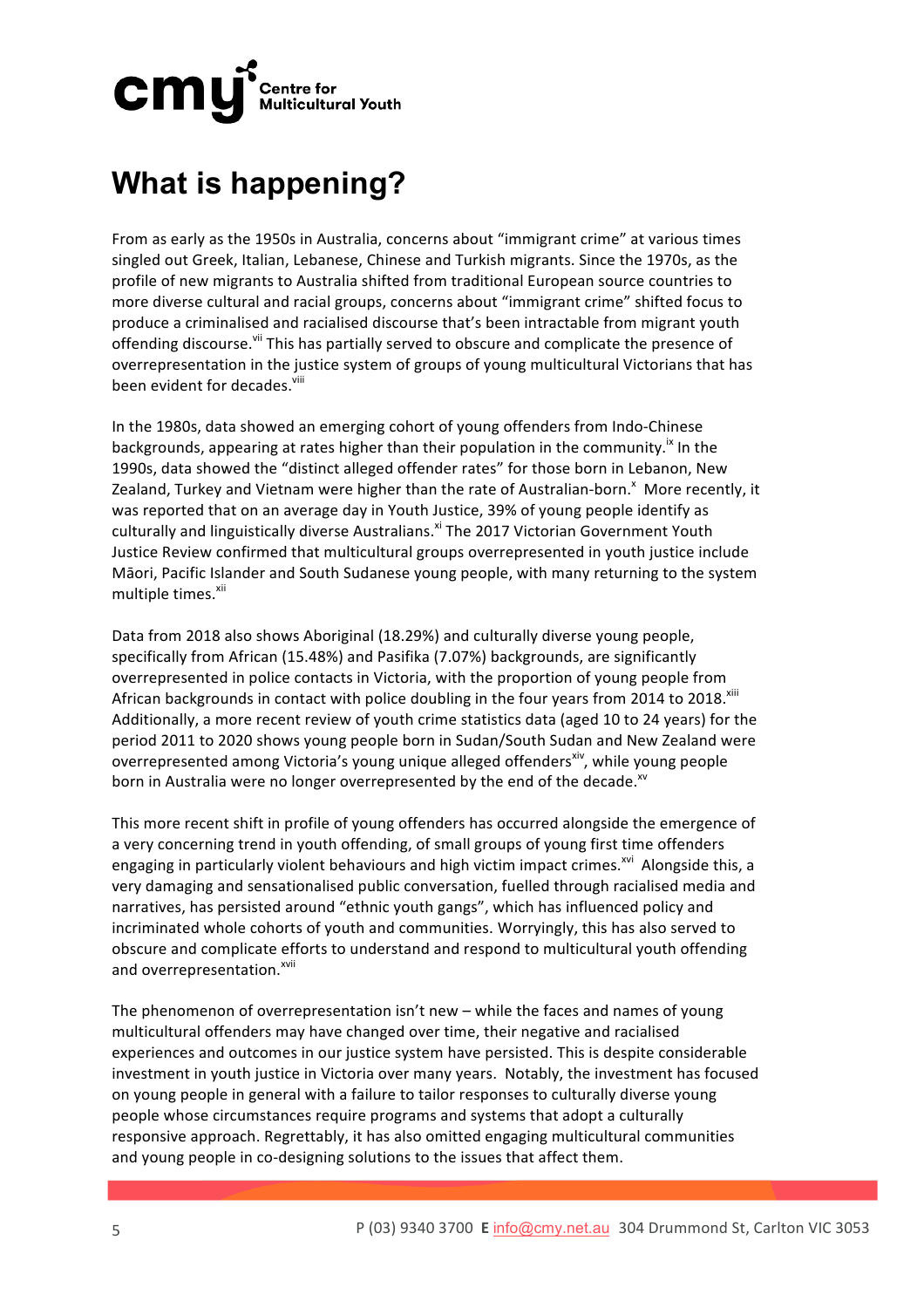# What is happening?

From as early as the 1950s in Australia, concerns about "immigrant crime" at various times singled out Greek, Italian, Lebanese, Chinese and Turkish migrants. Since the 1970s, as the profile of new migrants to Australia shifted from traditional European source countries to more diverse cultural and racial groups, concerns about "immigrant crime" shifted focus to produce a criminalised and racialised discourse that's been intractable from migrant youth offending discourse.[vii] This has partially served to obscure and complicate the presence of overrepresentation in the justice system of groups of young multicultural Victorians that has been evident for decades.[viii]

In the 1980s, data showed an emerging cohort of young offenders from Indo-Chinese backgrounds, appearing at rates higher than their population in the community.[ix] In the 1990s, data showed the "distinct alleged offender rates" for those born in Lebanon, New Zealand, Turkey and Vietnam were higher than the rate of Australian-born.[x] More recently, it was reported that on an average day in Youth Justice, 39% of young people identify as culturally and linguistically diverse Australians.[xi] The 2017 Victorian Government Youth Justice Review confirmed that multicultural groups overrepresented in youth justice include Māori, Pacific Islander and South Sudanese young people, with many returning to the system multiple times.[xii]

Data from 2018 also shows Aboriginal (18.29%) and culturally diverse young people, specifically from African (15.48%) and Pasifika (7.07%) backgrounds, are significantly overrepresented in police contacts in Victoria, with the proportion of young people from African backgrounds in contact with police doubling in the four years from 2014 to 2018.[xiii] Additionally, a more recent review of youth crime statistics data (aged 10 to 24 years) for the period 2011 to 2020 shows young people born in Sudan/South Sudan and New Zealand were overrepresented among Victoria's young unique alleged offenders[xiv], while young people born in Australia were no longer overrepresented by the end of the decade.[xv]

This more recent shift in profile of young offenders has occurred alongside the emergence of a very concerning trend in youth offending, of small groups of young first time offenders engaging in particularly violent behaviours and high victim impact crimes.[xvi] Alongside this, a very damaging and sensationalised public conversation, fuelled through racialised media and narratives, has persisted around "ethnic youth gangs", which has influenced policy and incriminated whole cohorts of youth and communities. Worryingly, this has also served to obscure and complicate efforts to understand and respond to multicultural youth offending and overrepresentation.[xvii]

The phenomenon of overrepresentation isn't new – while the faces and names of young multicultural offenders may have changed over time, their negative and racialised experiences and outcomes in our justice system have persisted. This is despite considerable investment in youth justice in Victoria over many years. Notably, the investment has focused on young people in general with a failure to tailor responses to culturally diverse young people whose circumstances require programs and systems that adopt a culturally responsive approach. Regrettably, it has also omitted engaging multicultural communities and young people in co-designing solutions to the issues that affect them.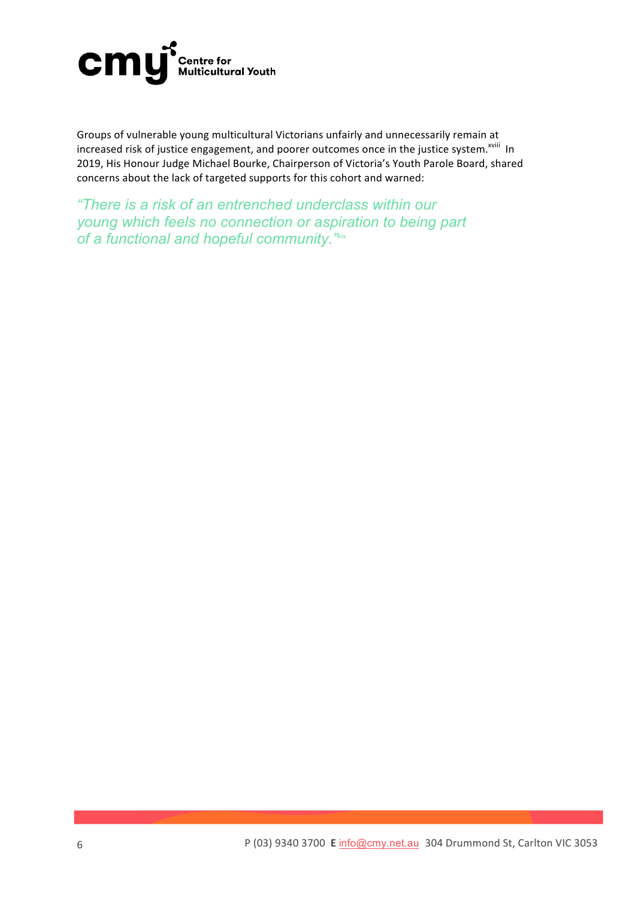Groups of vulnerable young multicultural Victorians unfairly and unnecessarily remain at increased risk of justice engagement, and poorer outcomes once in the justice system.[xviii] In 2019, His Honour Judge Michael Bourke, Chairperson of Victoria's Youth Parole Board, shared concerns about the lack of targeted supports for this cohort and warned:

> *"There is a risk of an entrenched underclass within our young which feels no connection or aspiration to being part of a functional and hopeful community."*[xix]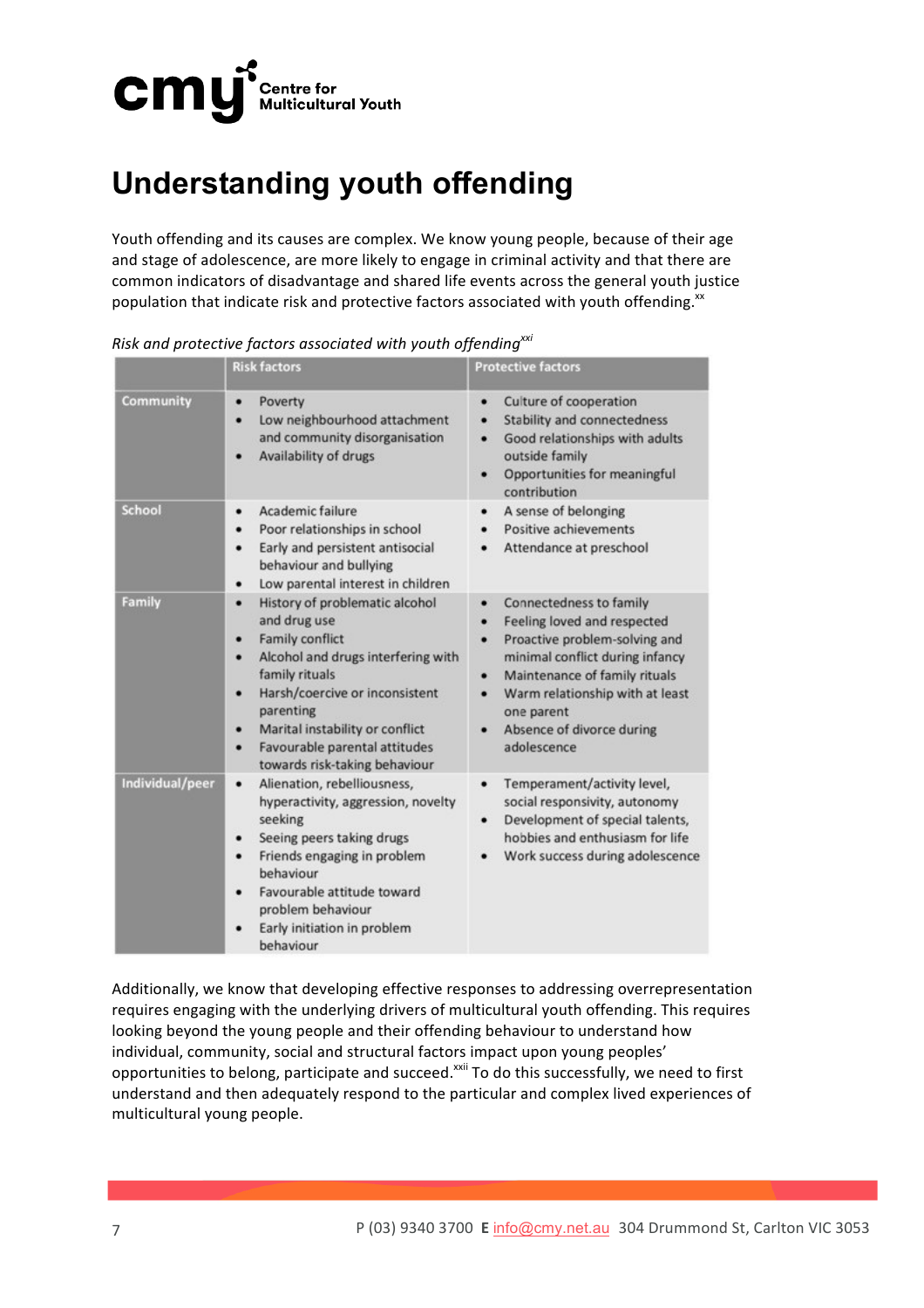# Understanding youth offending

Youth offending and its causes are complex. We know young people, because of their age and stage of adolescence, are more likely to engage in criminal activity and that there are common indicators of disadvantage and shared life events across the general youth justice population that indicate risk and protective factors associated with youth offending.[xx]

*Risk and protective factors associated with youth offending*[xxi]

| | Risk factors | Protective factors |
|---|---|---|
| Community | • Poverty<br>• Low neighbourhood attachment and community disorganisation<br>• Availability of drugs | • Culture of cooperation<br>• Stability and connectedness<br>• Good relationships with adults outside family<br>• Opportunities for meaningful contribution |
| School | • Academic failure<br>• Poor relationships in school<br>• Early and persistent antisocial behaviour and bullying<br>• Low parental interest in children | • A sense of belonging<br>• Positive achievements<br>• Attendance at preschool |
| Family | • History of problematic alcohol and drug use<br>• Family conflict<br>• Alcohol and drugs interfering with family rituals<br>• Harsh/coercive or inconsistent parenting<br>• Marital instability or conflict<br>• Favourable parental attitudes towards risk-taking behaviour | • Connectedness to family<br>• Feeling loved and respected<br>• Proactive problem-solving and minimal conflict during infancy<br>• Maintenance of family rituals<br>• Warm relationship with at least one parent<br>• Absence of divorce during adolescence |
| Individual/peer | • Alienation, rebelliousness, hyperactivity, aggression, novelty seeking<br>• Seeing peers taking drugs<br>• Friends engaging in problem behaviour<br>• Favourable attitude toward problem behaviour<br>• Early initiation in problem behaviour | • Temperament/activity level, social responsivity, autonomy<br>• Development of special talents, hobbies and enthusiasm for life<br>• Work success during adolescence |

Additionally, we know that developing effective responses to addressing overrepresentation requires engaging with the underlying drivers of multicultural youth offending. This requires looking beyond the young people and their offending behaviour to understand how individual, community, social and structural factors impact upon young peoples' opportunities to belong, participate and succeed.[xxii] To do this successfully, we need to first understand and then adequately respond to the particular and complex lived experiences of multicultural young people.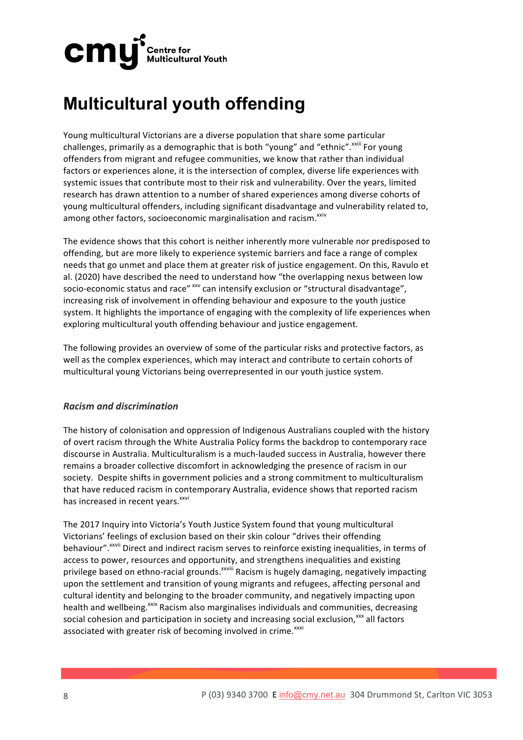# Multicultural youth offending

Young multicultural Victorians are a diverse population that share some particular challenges, primarily as a demographic that is both "young" and "ethnic".[xxiii] For young offenders from migrant and refugee communities, we know that rather than individual factors or experiences alone, it is the intersection of complex, diverse life experiences with systemic issues that contribute most to their risk and vulnerability. Over the years, limited research has drawn attention to a number of shared experiences among diverse cohorts of young multicultural offenders, including significant disadvantage and vulnerability related to, among other factors, socioeconomic marginalisation and racism.[xxiv]

The evidence shows that this cohort is neither inherently more vulnerable nor predisposed to offending, but are more likely to experience systemic barriers and face a range of complex needs that go unmet and place them at greater risk of justice engagement. On this, Ravulo et al. (2020) have described the need to understand how "the overlapping nexus between low socio-economic status and race" [xxv] can intensify exclusion or "structural disadvantage", increasing risk of involvement in offending behaviour and exposure to the youth justice system. It highlights the importance of engaging with the complexity of life experiences when exploring multicultural youth offending behaviour and justice engagement.

The following provides an overview of some of the particular risks and protective factors, as well as the complex experiences, which may interact and contribute to certain cohorts of multicultural young Victorians being overrepresented in our youth justice system.

### *Racism and discrimination*

The history of colonisation and oppression of Indigenous Australians coupled with the history of overt racism through the White Australia Policy forms the backdrop to contemporary race discourse in Australia. Multiculturalism is a much-lauded success in Australia, however there remains a broader collective discomfort in acknowledging the presence of racism in our society. Despite shifts in government policies and a strong commitment to multiculturalism that have reduced racism in contemporary Australia, evidence shows that reported racism has increased in recent years.[xxvi]

The 2017 Inquiry into Victoria's Youth Justice System found that young multicultural Victorians' feelings of exclusion based on their skin colour "drives their offending behaviour".[xxvii] Direct and indirect racism serves to reinforce existing inequalities, in terms of access to power, resources and opportunity, and strengthens inequalities and existing privilege based on ethno-racial grounds.[xxviii] Racism is hugely damaging, negatively impacting upon the settlement and transition of young migrants and refugees, affecting personal and cultural identity and belonging to the broader community, and negatively impacting upon health and wellbeing.[xxix] Racism also marginalises individuals and communities, decreasing social cohesion and participation in society and increasing social exclusion,[xxx] all factors associated with greater risk of becoming involved in crime.[xxxi]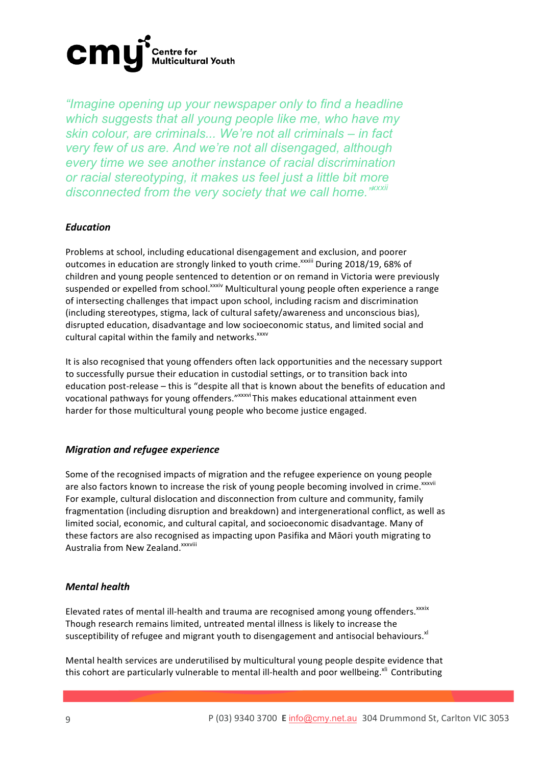*"Imagine opening up your newspaper only to find a headline which suggests that all young people like me, who have my skin colour, are criminals... We're not all criminals – in fact very few of us are. And we're not all disengaged, although every time we see another instance of racial discrimination or racial stereotyping, it makes us feel just a little bit more disconnected from the very society that we call home."*[xxxii]

### *Education*

Problems at school, including educational disengagement and exclusion, and poorer outcomes in education are strongly linked to youth crime.[xxxiii] During 2018/19, 68% of children and young people sentenced to detention or on remand in Victoria were previously suspended or expelled from school.[xxxiv] Multicultural young people often experience a range of intersecting challenges that impact upon school, including racism and discrimination (including stereotypes, stigma, lack of cultural safety/awareness and unconscious bias), disrupted education, disadvantage and low socioeconomic status, and limited social and cultural capital within the family and networks.[xxxv]

It is also recognised that young offenders often lack opportunities and the necessary support to successfully pursue their education in custodial settings, or to transition back into education post-release – this is "despite all that is known about the benefits of education and vocational pathways for young offenders."[xxxvi] This makes educational attainment even harder for those multicultural young people who become justice engaged.

### *Migration and refugee experience*

Some of the recognised impacts of migration and the refugee experience on young people are also factors known to increase the risk of young people becoming involved in crime.[xxxvii] For example, cultural dislocation and disconnection from culture and community, family fragmentation (including disruption and breakdown) and intergenerational conflict, as well as limited social, economic, and cultural capital, and socioeconomic disadvantage. Many of these factors are also recognised as impacting upon Pasifika and Māori youth migrating to Australia from New Zealand.[xxxviii]

### *Mental health*

Elevated rates of mental ill-health and trauma are recognised among young offenders.[xxxix] Though research remains limited, untreated mental illness is likely to increase the susceptibility of refugee and migrant youth to disengagement and antisocial behaviours.[xl]

Mental health services are underutilised by multicultural young people despite evidence that this cohort are particularly vulnerable to mental ill-health and poor wellbeing.[xli] Contributing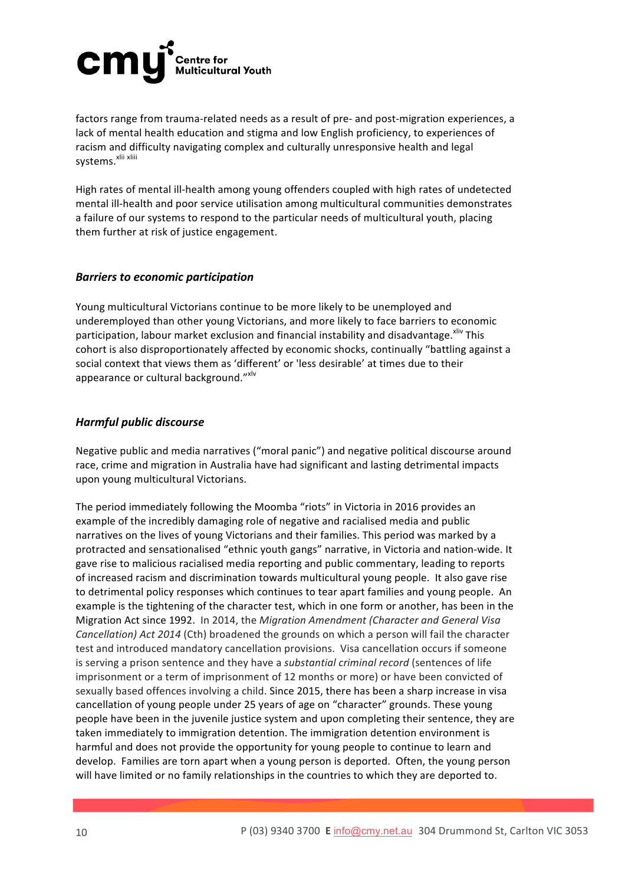factors range from trauma-related needs as a result of pre- and post-migration experiences, a lack of mental health education and stigma and low English proficiency, to experiences of racism and difficulty navigating complex and culturally unresponsive health and legal systems.[xlii xliii]

High rates of mental ill-health among young offenders coupled with high rates of undetected mental ill-health and poor service utilisation among multicultural communities demonstrates a failure of our systems to respond to the particular needs of multicultural youth, placing them further at risk of justice engagement.

### *Barriers to economic participation*

Young multicultural Victorians continue to be more likely to be unemployed and underemployed than other young Victorians, and more likely to face barriers to economic participation, labour market exclusion and financial instability and disadvantage.[xliv] This cohort is also disproportionately affected by economic shocks, continually "battling against a social context that views them as 'different' or 'less desirable' at times due to their appearance or cultural background."[xlv]

### *Harmful public discourse*

Negative public and media narratives ("moral panic") and negative political discourse around race, crime and migration in Australia have had significant and lasting detrimental impacts upon young multicultural Victorians.

The period immediately following the Moomba "riots" in Victoria in 2016 provides an example of the incredibly damaging role of negative and racialised media and public narratives on the lives of young Victorians and their families. This period was marked by a protracted and sensationalised "ethnic youth gangs" narrative, in Victoria and nation-wide. It gave rise to malicious racialised media reporting and public commentary, leading to reports of increased racism and discrimination towards multicultural young people. It also gave rise to detrimental policy responses which continues to tear apart families and young people. An example is the tightening of the character test, which in one form or another, has been in the Migration Act since 1992. In 2014, the *Migration Amendment (Character and General Visa Cancellation) Act 2014* (Cth) broadened the grounds on which a person will fail the character test and introduced mandatory cancellation provisions. Visa cancellation occurs if someone is serving a prison sentence and they have a *substantial criminal record* (sentences of life imprisonment or a term of imprisonment of 12 months or more) or have been convicted of sexually based offences involving a child. Since 2015, there has been a sharp increase in visa cancellation of young people under 25 years of age on "character" grounds. These young people have been in the juvenile justice system and upon completing their sentence, they are taken immediately to immigration detention. The immigration detention environment is harmful and does not provide the opportunity for young people to continue to learn and develop. Families are torn apart when a young person is deported. Often, the young person will have limited or no family relationships in the countries to which they are deported to.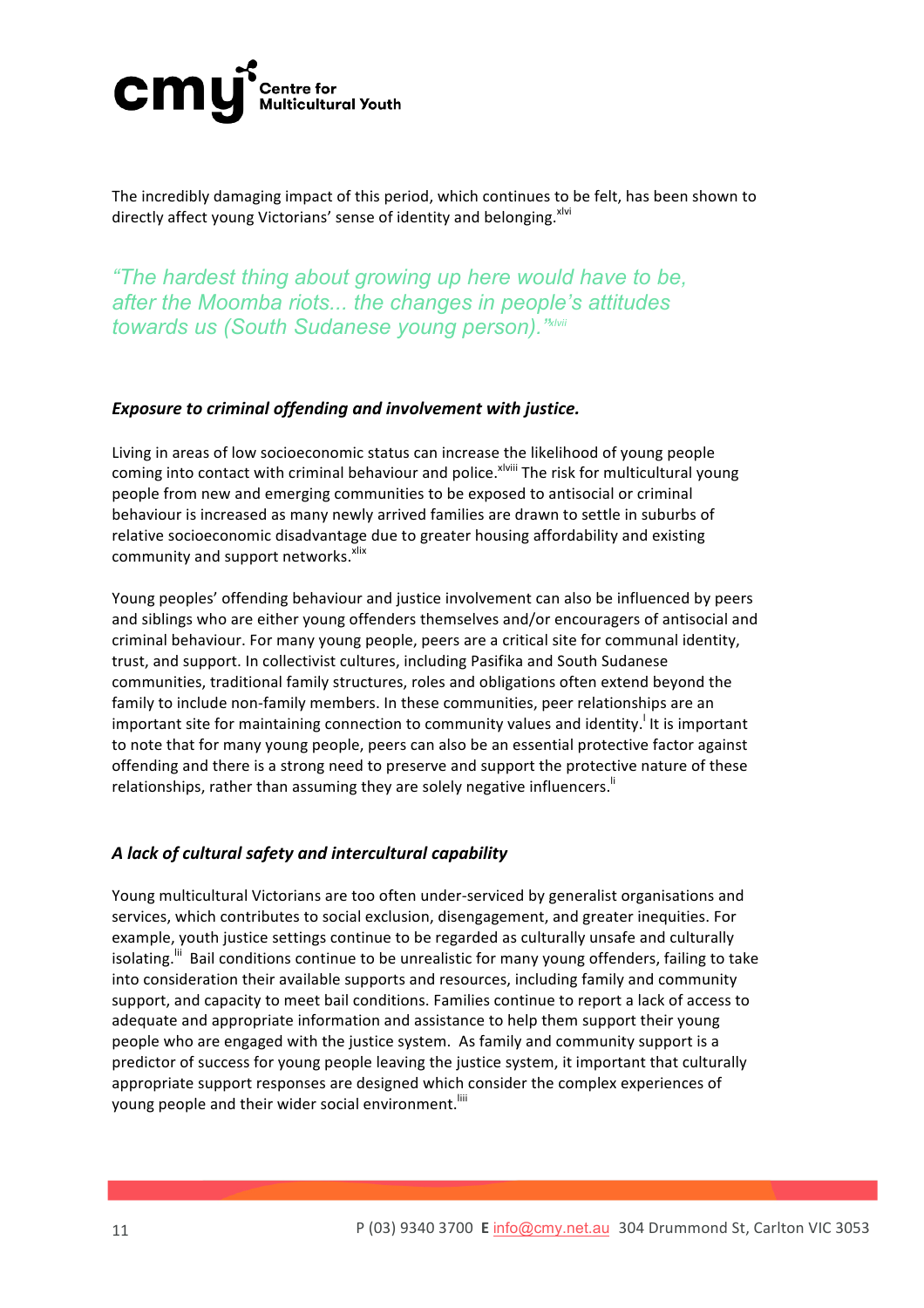The incredibly damaging impact of this period, which continues to be felt, has been shown to directly affect young Victorians' sense of identity and belonging.[xlvi]

> *"The hardest thing about growing up here would have to be, after the Moomba riots... the changes in people's attitudes towards us (South Sudanese young person)."*[xlvii]

### *Exposure to criminal offending and involvement with justice.*

Living in areas of low socioeconomic status can increase the likelihood of young people coming into contact with criminal behaviour and police.[xlviii] The risk for multicultural young people from new and emerging communities to be exposed to antisocial or criminal behaviour is increased as many newly arrived families are drawn to settle in suburbs of relative socioeconomic disadvantage due to greater housing affordability and existing community and support networks.[xlix]

Young peoples' offending behaviour and justice involvement can also be influenced by peers and siblings who are either young offenders themselves and/or encouragers of antisocial and criminal behaviour. For many young people, peers are a critical site for communal identity, trust, and support. In collectivist cultures, including Pasifika and South Sudanese communities, traditional family structures, roles and obligations often extend beyond the family to include non-family members. In these communities, peer relationships are an important site for maintaining connection to community values and identity.[l] It is important to note that for many young people, peers can also be an essential protective factor against offending and there is a strong need to preserve and support the protective nature of these relationships, rather than assuming they are solely negative influencers.[li]

### *A lack of cultural safety and intercultural capability*

Young multicultural Victorians are too often under-serviced by generalist organisations and services, which contributes to social exclusion, disengagement, and greater inequities. For example, youth justice settings continue to be regarded as culturally unsafe and culturally isolating.[lii] Bail conditions continue to be unrealistic for many young offenders, failing to take into consideration their available supports and resources, including family and community support, and capacity to meet bail conditions. Families continue to report a lack of access to adequate and appropriate information and assistance to help them support their young people who are engaged with the justice system. As family and community support is a predictor of success for young people leaving the justice system, it important that culturally appropriate support responses are designed which consider the complex experiences of young people and their wider social environment.[liii]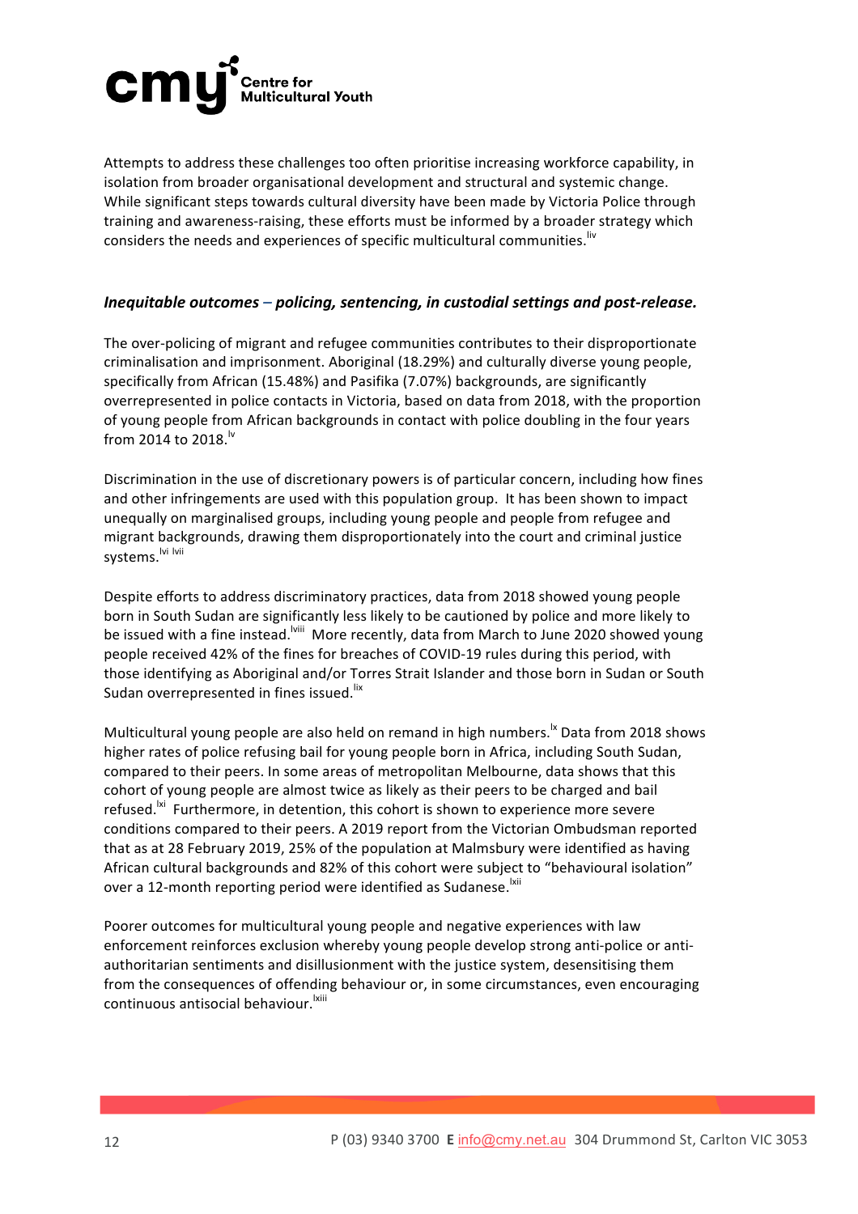Attempts to address these challenges too often prioritise increasing workforce capability, in isolation from broader organisational development and structural and systemic change. While significant steps towards cultural diversity have been made by Victoria Police through training and awareness-raising, these efforts must be informed by a broader strategy which considers the needs and experiences of specific multicultural communities.[liv]

### *Inequitable outcomes – policing, sentencing, in custodial settings and post-release.*

The over-policing of migrant and refugee communities contributes to their disproportionate criminalisation and imprisonment. Aboriginal (18.29%) and culturally diverse young people, specifically from African (15.48%) and Pasifika (7.07%) backgrounds, are significantly overrepresented in police contacts in Victoria, based on data from 2018, with the proportion of young people from African backgrounds in contact with police doubling in the four years from 2014 to 2018.[lv]

Discrimination in the use of discretionary powers is of particular concern, including how fines and other infringements are used with this population group. It has been shown to impact unequally on marginalised groups, including young people and people from refugee and migrant backgrounds, drawing them disproportionately into the court and criminal justice systems.[lvi] [lvii]

Despite efforts to address discriminatory practices, data from 2018 showed young people born in South Sudan are significantly less likely to be cautioned by police and more likely to be issued with a fine instead.[lviii] More recently, data from March to June 2020 showed young people received 42% of the fines for breaches of COVID-19 rules during this period, with those identifying as Aboriginal and/or Torres Strait Islander and those born in Sudan or South Sudan overrepresented in fines issued.[lix]

Multicultural young people are also held on remand in high numbers.[lx] Data from 2018 shows higher rates of police refusing bail for young people born in Africa, including South Sudan, compared to their peers. In some areas of metropolitan Melbourne, data shows that this cohort of young people are almost twice as likely as their peers to be charged and bail refused.[lxi] Furthermore, in detention, this cohort is shown to experience more severe conditions compared to their peers. A 2019 report from the Victorian Ombudsman reported that as at 28 February 2019, 25% of the population at Malmsbury were identified as having African cultural backgrounds and 82% of this cohort were subject to "behavioural isolation" over a 12-month reporting period were identified as Sudanese.[lxii]

Poorer outcomes for multicultural young people and negative experiences with law enforcement reinforces exclusion whereby young people develop strong anti-police or anti-authoritarian sentiments and disillusionment with the justice system, desensitising them from the consequences of offending behaviour or, in some circumstances, even encouraging continuous antisocial behaviour.[lxiii]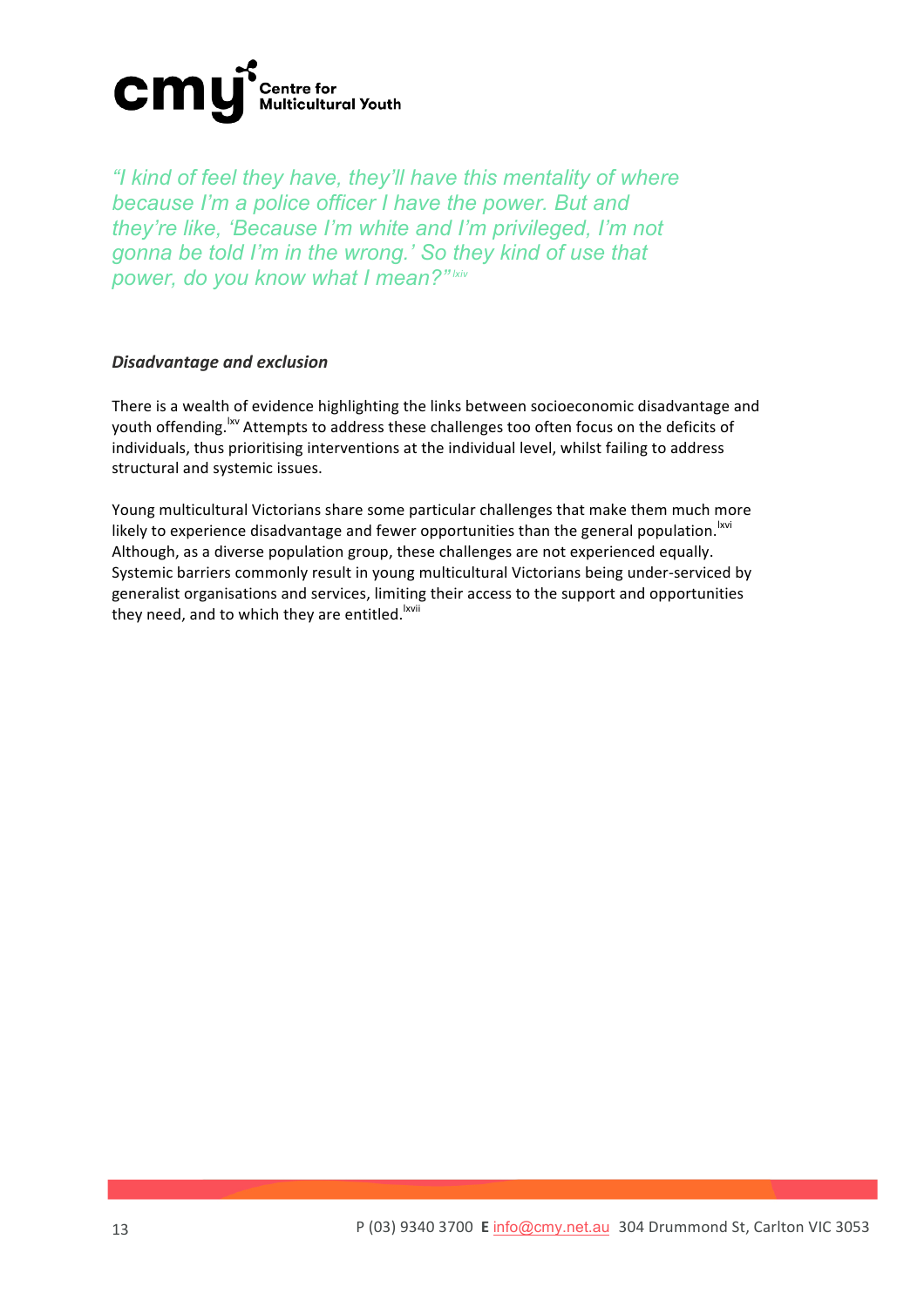*"I kind of feel they have, they'll have this mentality of where because I'm a police officer I have the power. But and they're like, 'Because I'm white and I'm privileged, I'm not gonna be told I'm in the wrong.' So they kind of use that power, do you know what I mean?"* [lxiv]

***Disadvantage and exclusion***

There is a wealth of evidence highlighting the links between socioeconomic disadvantage and youth offending.[lxv] Attempts to address these challenges too often focus on the deficits of individuals, thus prioritising interventions at the individual level, whilst failing to address structural and systemic issues.

Young multicultural Victorians share some particular challenges that make them much more likely to experience disadvantage and fewer opportunities than the general population.[lxvi] Although, as a diverse population group, these challenges are not experienced equally. Systemic barriers commonly result in young multicultural Victorians being under-serviced by generalist organisations and services, limiting their access to the support and opportunities they need, and to which they are entitled.[lxvii]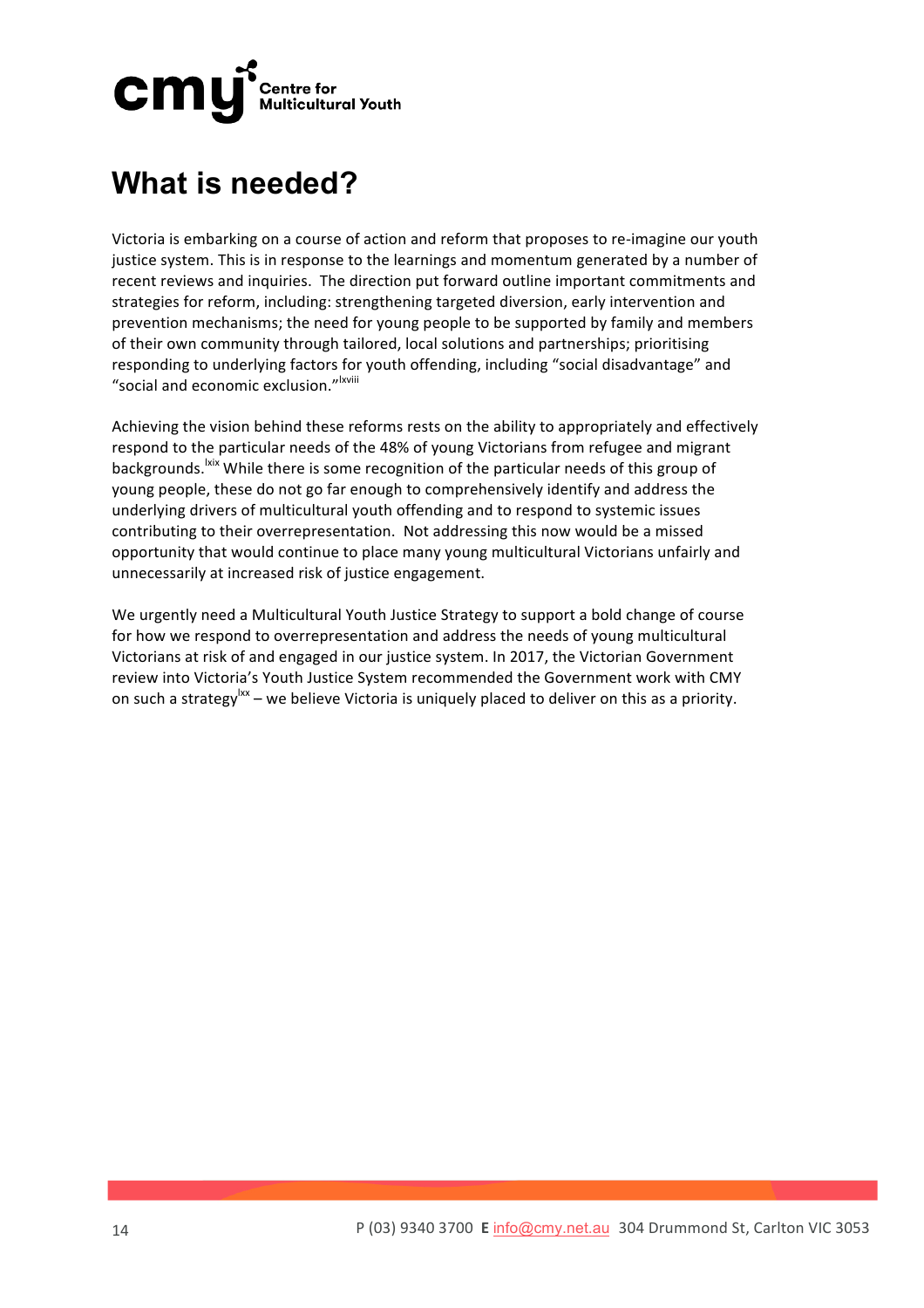# What is needed?

Victoria is embarking on a course of action and reform that proposes to re-imagine our youth justice system. This is in response to the learnings and momentum generated by a number of recent reviews and inquiries. The direction put forward outline important commitments and strategies for reform, including: strengthening targeted diversion, early intervention and prevention mechanisms; the need for young people to be supported by family and members of their own community through tailored, local solutions and partnerships; prioritising responding to underlying factors for youth offending, including "social disadvantage" and "social and economic exclusion."[lxviii]

Achieving the vision behind these reforms rests on the ability to appropriately and effectively respond to the particular needs of the 48% of young Victorians from refugee and migrant backgrounds.[lxix] While there is some recognition of the particular needs of this group of young people, these do not go far enough to comprehensively identify and address the underlying drivers of multicultural youth offending and to respond to systemic issues contributing to their overrepresentation. Not addressing this now would be a missed opportunity that would continue to place many young multicultural Victorians unfairly and unnecessarily at increased risk of justice engagement.

We urgently need a Multicultural Youth Justice Strategy to support a bold change of course for how we respond to overrepresentation and address the needs of young multicultural Victorians at risk of and engaged in our justice system. In 2017, the Victorian Government review into Victoria's Youth Justice System recommended the Government work with CMY on such a strategy[lxx] – we believe Victoria is uniquely placed to deliver on this as a priority.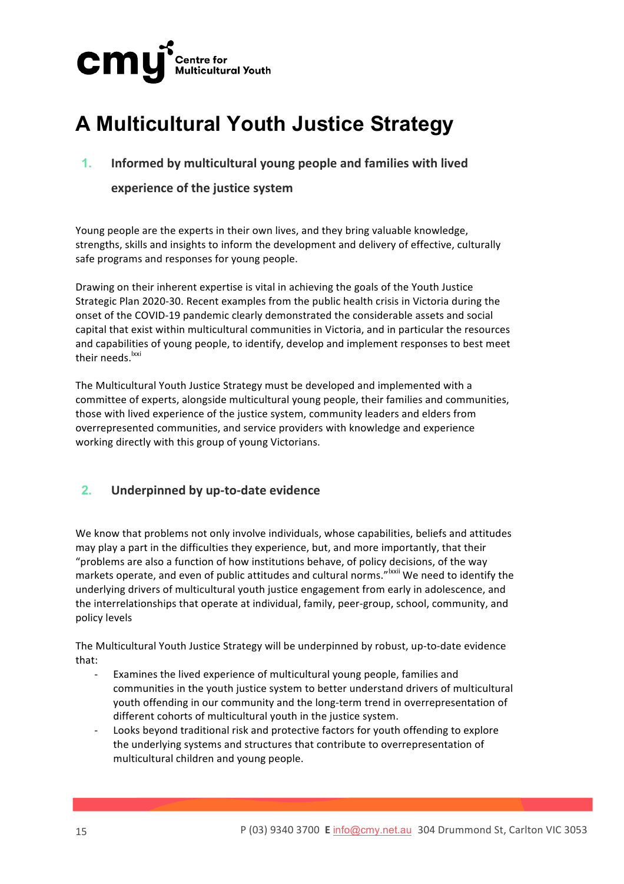# A Multicultural Youth Justice Strategy

## 1. Informed by multicultural young people and families with lived experience of the justice system

Young people are the experts in their own lives, and they bring valuable knowledge, strengths, skills and insights to inform the development and delivery of effective, culturally safe programs and responses for young people.

Drawing on their inherent expertise is vital in achieving the goals of the Youth Justice Strategic Plan 2020-30. Recent examples from the public health crisis in Victoria during the onset of the COVID-19 pandemic clearly demonstrated the considerable assets and social capital that exist within multicultural communities in Victoria, and in particular the resources and capabilities of young people, to identify, develop and implement responses to best meet their needs.[lxxi]

The Multicultural Youth Justice Strategy must be developed and implemented with a committee of experts, alongside multicultural young people, their families and communities, those with lived experience of the justice system, community leaders and elders from overrepresented communities, and service providers with knowledge and experience working directly with this group of young Victorians.

## 2. Underpinned by up-to-date evidence

We know that problems not only involve individuals, whose capabilities, beliefs and attitudes may play a part in the difficulties they experience, but, and more importantly, that their "problems are also a function of how institutions behave, of policy decisions, of the way markets operate, and even of public attitudes and cultural norms."[lxxii] We need to identify the underlying drivers of multicultural youth justice engagement from early in adolescence, and the interrelationships that operate at individual, family, peer-group, school, community, and policy levels

The Multicultural Youth Justice Strategy will be underpinned by robust, up-to-date evidence that:

- Examines the lived experience of multicultural young people, families and communities in the youth justice system to better understand drivers of multicultural youth offending in our community and the long-term trend in overrepresentation of different cohorts of multicultural youth in the justice system.
- Looks beyond traditional risk and protective factors for youth offending to explore the underlying systems and structures that contribute to overrepresentation of multicultural children and young people.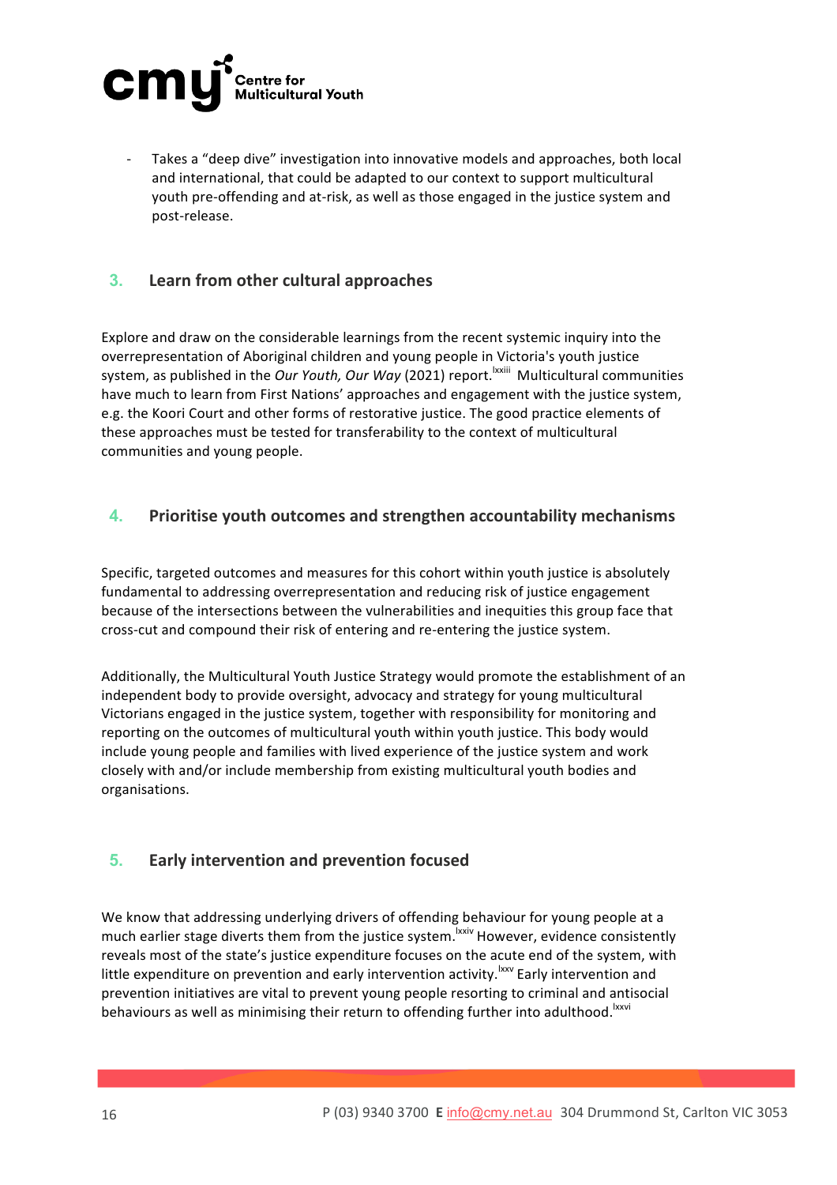- Takes a "deep dive" investigation into innovative models and approaches, both local and international, that could be adapted to our context to support multicultural youth pre-offending and at-risk, as well as those engaged in the justice system and post-release.

## 3. Learn from other cultural approaches

Explore and draw on the considerable learnings from the recent systemic inquiry into the overrepresentation of Aboriginal children and young people in Victoria's youth justice system, as published in the *Our Youth, Our Way* (2021) report.[lxxiii] Multicultural communities have much to learn from First Nations' approaches and engagement with the justice system, e.g. the Koori Court and other forms of restorative justice. The good practice elements of these approaches must be tested for transferability to the context of multicultural communities and young people.

## 4. Prioritise youth outcomes and strengthen accountability mechanisms

Specific, targeted outcomes and measures for this cohort within youth justice is absolutely fundamental to addressing overrepresentation and reducing risk of justice engagement because of the intersections between the vulnerabilities and inequities this group face that cross-cut and compound their risk of entering and re-entering the justice system.

Additionally, the Multicultural Youth Justice Strategy would promote the establishment of an independent body to provide oversight, advocacy and strategy for young multicultural Victorians engaged in the justice system, together with responsibility for monitoring and reporting on the outcomes of multicultural youth within youth justice. This body would include young people and families with lived experience of the justice system and work closely with and/or include membership from existing multicultural youth bodies and organisations.

## 5. Early intervention and prevention focused

We know that addressing underlying drivers of offending behaviour for young people at a much earlier stage diverts them from the justice system.[lxxiv] However, evidence consistently reveals most of the state's justice expenditure focuses on the acute end of the system, with little expenditure on prevention and early intervention activity.[lxxv] Early intervention and prevention initiatives are vital to prevent young people resorting to criminal and antisocial behaviours as well as minimising their return to offending further into adulthood.[lxxvi]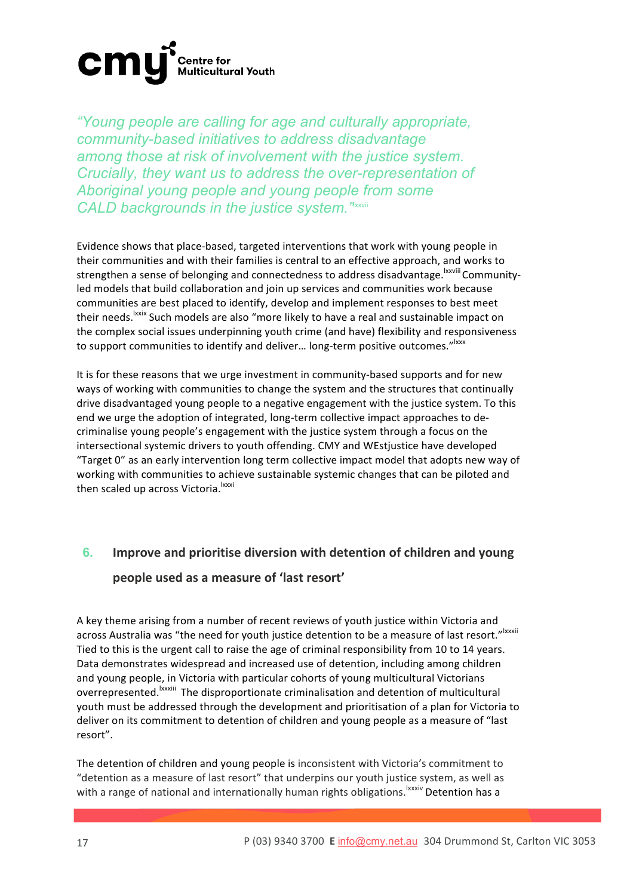*"Young people are calling for age and culturally appropriate, community-based initiatives to address disadvantage among those at risk of involvement with the justice system. Crucially, they want us to address the over-representation of Aboriginal young people and young people from some CALD backgrounds in the justice system."*[lxxvii]

Evidence shows that place-based, targeted interventions that work with young people in their communities and with their families is central to an effective approach, and works to strengthen a sense of belonging and connectedness to address disadvantage.[lxxviii] Community-led models that build collaboration and join up services and communities work because communities are best placed to identify, develop and implement responses to best meet their needs.[lxxix] Such models are also "more likely to have a real and sustainable impact on the complex social issues underpinning youth crime (and have) flexibility and responsiveness to support communities to identify and deliver… long-term positive outcomes."[lxxx]

It is for these reasons that we urge investment in community-based supports and for new ways of working with communities to change the system and the structures that continually drive disadvantaged young people to a negative engagement with the justice system. To this end we urge the adoption of integrated, long-term collective impact approaches to de-criminalise young people's engagement with the justice system through a focus on the intersectional systemic drivers to youth offending. CMY and WEstjustice have developed "Target 0" as an early intervention long term collective impact model that adopts new way of working with communities to achieve sustainable systemic changes that can be piloted and then scaled up across Victoria.[lxxxi]

## 6. Improve and prioritise diversion with detention of children and young people used as a measure of 'last resort'

A key theme arising from a number of recent reviews of youth justice within Victoria and across Australia was "the need for youth justice detention to be a measure of last resort."[lxxxii] Tied to this is the urgent call to raise the age of criminal responsibility from 10 to 14 years. Data demonstrates widespread and increased use of detention, including among children and young people, in Victoria with particular cohorts of young multicultural Victorians overrepresented.[lxxxiii] The disproportionate criminalisation and detention of multicultural youth must be addressed through the development and prioritisation of a plan for Victoria to deliver on its commitment to detention of children and young people as a measure of "last resort".

The detention of children and young people is inconsistent with Victoria's commitment to "detention as a measure of last resort" that underpins our youth justice system, as well as with a range of national and internationally human rights obligations.[lxxxiv] Detention has a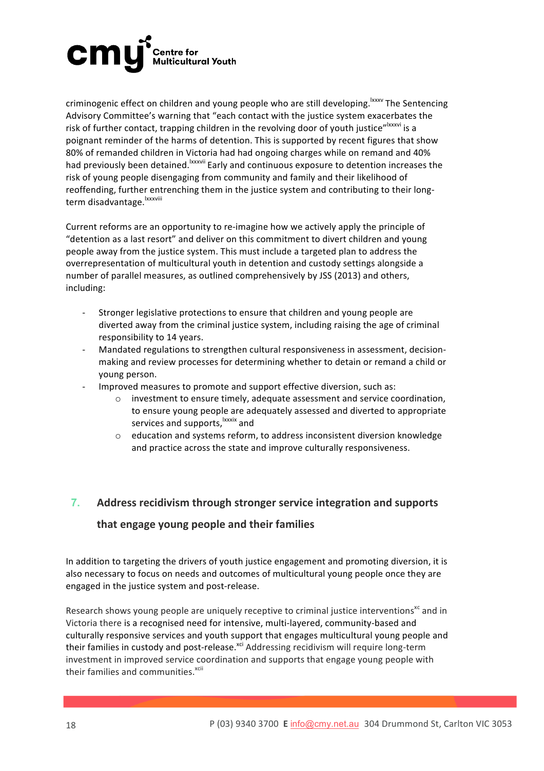criminogenic effect on children and young people who are still developing.[lxxxv] The Sentencing Advisory Committee's warning that "each contact with the justice system exacerbates the risk of further contact, trapping children in the revolving door of youth justice"[lxxxvi] is a poignant reminder of the harms of detention. This is supported by recent figures that show 80% of remanded children in Victoria had had ongoing charges while on remand and 40% had previously been detained.[lxxxvii] Early and continuous exposure to detention increases the risk of young people disengaging from community and family and their likelihood of reoffending, further entrenching them in the justice system and contributing to their long-term disadvantage.[lxxxviii]

Current reforms are an opportunity to re-imagine how we actively apply the principle of "detention as a last resort" and deliver on this commitment to divert children and young people away from the justice system. This must include a targeted plan to address the overrepresentation of multicultural youth in detention and custody settings alongside a number of parallel measures, as outlined comprehensively by JSS (2013) and others, including:

- Stronger legislative protections to ensure that children and young people are diverted away from the criminal justice system, including raising the age of criminal responsibility to 14 years.
- Mandated regulations to strengthen cultural responsiveness in assessment, decision-making and review processes for determining whether to detain or remand a child or young person.
- Improved measures to promote and support effective diversion, such as:
    - investment to ensure timely, adequate assessment and service coordination, to ensure young people are adequately assessed and diverted to appropriate services and supports,[lxxxix] and
    - education and systems reform, to address inconsistent diversion knowledge and practice across the state and improve culturally responsiveness.

## 7. Address recidivism through stronger service integration and supports that engage young people and their families

In addition to targeting the drivers of youth justice engagement and promoting diversion, it is also necessary to focus on needs and outcomes of multicultural young people once they are engaged in the justice system and post-release.

Research shows young people are uniquely receptive to criminal justice interventions[xc] and in Victoria there is a recognised need for intensive, multi-layered, community-based and culturally responsive services and youth support that engages multicultural young people and their families in custody and post-release.[xci] Addressing recidivism will require long-term investment in improved service coordination and supports that engage young people with their families and communities.[xcii]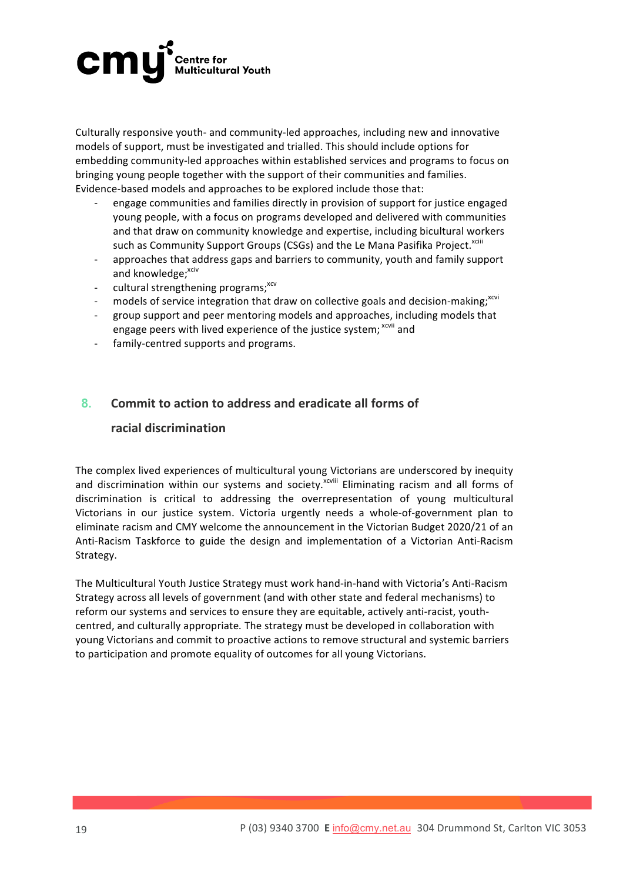Culturally responsive youth- and community-led approaches, including new and innovative models of support, must be investigated and trialled. This should include options for embedding community-led approaches within established services and programs to focus on bringing young people together with the support of their communities and families. Evidence-based models and approaches to be explored include those that:

- engage communities and families directly in provision of support for justice engaged young people, with a focus on programs developed and delivered with communities and that draw on community knowledge and expertise, including bicultural workers such as Community Support Groups (CSGs) and the Le Mana Pasifika Project.[xciii]
- approaches that address gaps and barriers to community, youth and family support and knowledge;[xciv]
- cultural strengthening programs;[xcv]
- models of service integration that draw on collective goals and decision-making;[xcvi]
- group support and peer mentoring models and approaches, including models that engage peers with lived experience of the justice system;[xcvii] and
- family-centred supports and programs.

## 8. Commit to action to address and eradicate all forms of racial discrimination

The complex lived experiences of multicultural young Victorians are underscored by inequity and discrimination within our systems and society.[xcviii] Eliminating racism and all forms of discrimination is critical to addressing the overrepresentation of young multicultural Victorians in our justice system. Victoria urgently needs a whole-of-government plan to eliminate racism and CMY welcome the announcement in the Victorian Budget 2020/21 of an Anti-Racism Taskforce to guide the design and implementation of a Victorian Anti-Racism Strategy.

The Multicultural Youth Justice Strategy must work hand-in-hand with Victoria's Anti-Racism Strategy across all levels of government (and with other state and federal mechanisms) to reform our systems and services to ensure they are equitable, actively anti-racist, youth-centred, and culturally appropriate. The strategy must be developed in collaboration with young Victorians and commit to proactive actions to remove structural and systemic barriers to participation and promote equality of outcomes for all young Victorians.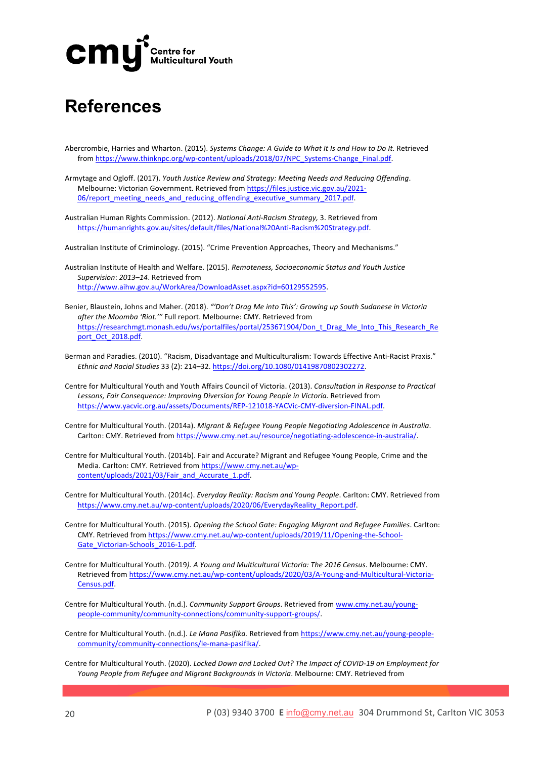# References

Abercrombie, Harries and Wharton. (2015). *Systems Change: A Guide to What It Is and How to Do It.* Retrieved from https://www.thinknpc.org/wp-content/uploads/2018/07/NPC_Systems-Change_Final.pdf.

Armytage and Ogloff. (2017). *Youth Justice Review and Strategy: Meeting Needs and Reducing Offending*. Melbourne: Victorian Government. Retrieved from https://files.justice.vic.gov.au/2021-06/report_meeting_needs_and_reducing_offending_executive_summary_2017.pdf.

Australian Human Rights Commission. (2012). *National Anti-Racism Strategy,* 3. Retrieved from https://humanrights.gov.au/sites/default/files/National%20Anti-Racism%20Strategy.pdf.

Australian Institute of Criminology. (2015). "Crime Prevention Approaches, Theory and Mechanisms."

Australian Institute of Health and Welfare. (2015). *Remoteness, Socioeconomic Status and Youth Justice Supervision*: *2013–14*. Retrieved from http://www.aihw.gov.au/WorkArea/DownloadAsset.aspx?id=60129552595.

Benier, Blaustein, Johns and Maher. (2018). *"'Don't Drag Me into This': Growing up South Sudanese in Victoria after the Moomba 'Riot.'"* Full report. Melbourne: CMY. Retrieved from https://researchmgt.monash.edu/ws/portalfiles/portal/253671904/Don_t_Drag_Me_Into_This_Research_Report_Oct_2018.pdf.

Berman and Paradies. (2010). "Racism, Disadvantage and Multiculturalism: Towards Effective Anti-Racist Praxis." *Ethnic and Racial Studies* 33 (2): 214–32. https://doi.org/10.1080/01419870802302272.

Centre for Multicultural Youth and Youth Affairs Council of Victoria. (2013). *Consultation in Response to Practical Lessons, Fair Consequence: Improving Diversion for Young People in Victoria.* Retrieved from https://www.yacvic.org.au/assets/Documents/REP-121018-YACVic-CMY-diversion-FINAL.pdf.

Centre for Multicultural Youth. (2014a). *Migrant & Refugee Young People Negotiating Adolescence in Australia*. Carlton: CMY. Retrieved from https://www.cmy.net.au/resource/negotiating-adolescence-in-australia/.

Centre for Multicultural Youth. (2014b). Fair and Accurate? Migrant and Refugee Young People, Crime and the Media. Carlton: CMY. Retrieved from https://www.cmy.net.au/wp-content/uploads/2021/03/Fair_and_Accurate_1.pdf.

Centre for Multicultural Youth. (2014c). *Everyday Reality: Racism and Young People*. Carlton: CMY. Retrieved from https://www.cmy.net.au/wp-content/uploads/2020/06/EverydayReality_Report.pdf.

Centre for Multicultural Youth. (2015). *Opening the School Gate: Engaging Migrant and Refugee Families*. Carlton: CMY. Retrieved from https://www.cmy.net.au/wp-content/uploads/2019/11/Opening-the-School-Gate_Victorian-Schools_2016-1.pdf.

Centre for Multicultural Youth. (2019*). A Young and Multicultural Victoria: The 2016 Census*. Melbourne: CMY. Retrieved from https://www.cmy.net.au/wp-content/uploads/2020/03/A-Young-and-Multicultural-Victoria-Census.pdf.

Centre for Multicultural Youth. (n.d.). *Community Support Groups*. Retrieved from www.cmy.net.au/young-people-community/community-connections/community-support-groups/.

Centre for Multicultural Youth. (n.d.). *Le Mana Pasifika.* Retrieved from https://www.cmy.net.au/young-people-community/community-connections/le-mana-pasifika/.

Centre for Multicultural Youth. (2020). *Locked Down and Locked Out? The Impact of COVID-19 on Employment for Young People from Refugee and Migrant Backgrounds in Victoria*. Melbourne: CMY. Retrieved from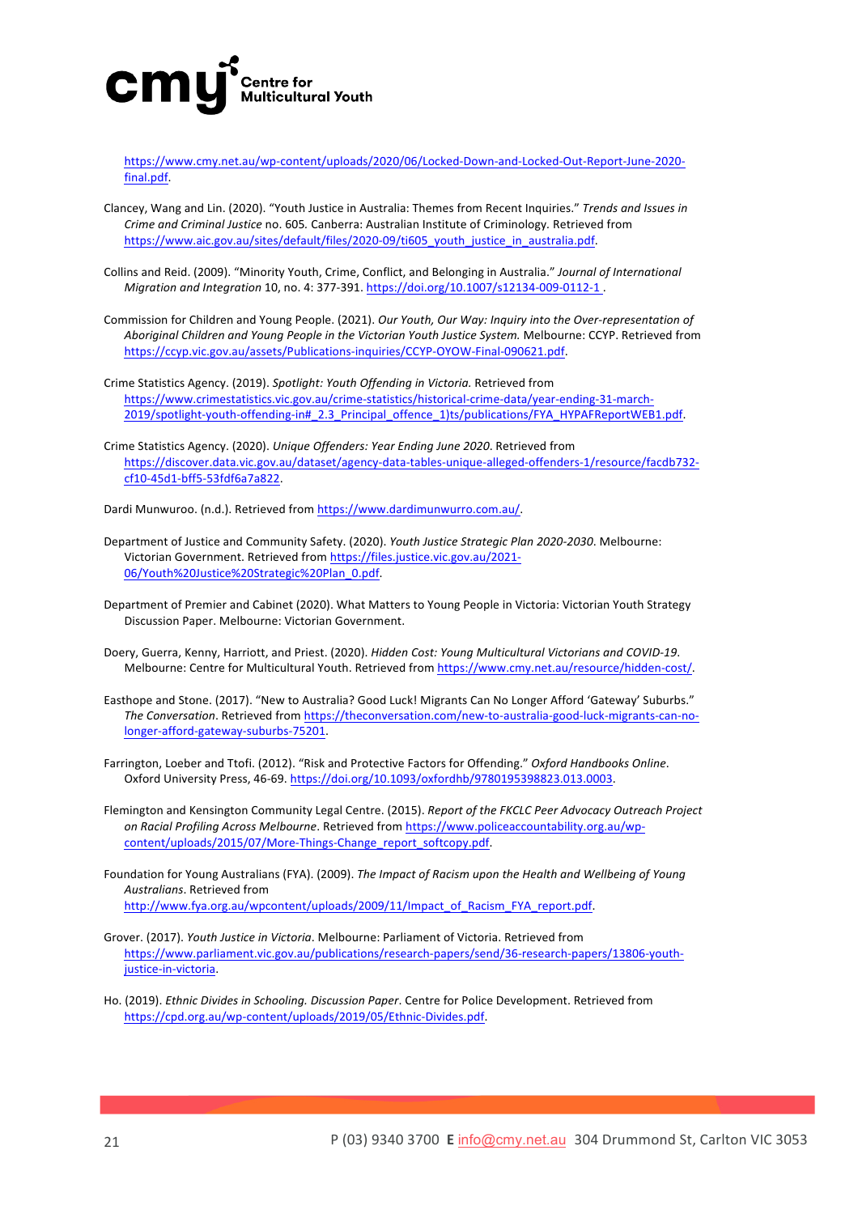https://www.cmy.net.au/wp-content/uploads/2020/06/Locked-Down-and-Locked-Out-Report-June-2020-final.pdf.

Clancey, Wang and Lin. (2020). "Youth Justice in Australia: Themes from Recent Inquiries." *Trends and Issues in Crime and Criminal Justice* no. 605. Canberra: Australian Institute of Criminology. Retrieved from https://www.aic.gov.au/sites/default/files/2020-09/ti605_youth_justice_in_australia.pdf.

Collins and Reid. (2009). "Minority Youth, Crime, Conflict, and Belonging in Australia." *Journal of International Migration and Integration* 10, no. 4: 377-391. https://doi.org/10.1007/s12134-009-0112-1 .

Commission for Children and Young People. (2021). *Our Youth, Our Way: Inquiry into the Over-representation of Aboriginal Children and Young People in the Victorian Youth Justice System.* Melbourne: CCYP. Retrieved from https://ccyp.vic.gov.au/assets/Publications-inquiries/CCYP-OYOW-Final-090621.pdf.

Crime Statistics Agency. (2019). *Spotlight: Youth Offending in Victoria.* Retrieved from https://www.crimestatistics.vic.gov.au/crime-statistics/historical-crime-data/year-ending-31-march-2019/spotlight-youth-offending-in#_2.3_Principal_offence_1)ts/publications/FYA_HYPAFReportWEB1.pdf.

Crime Statistics Agency. (2020). *Unique Offenders: Year Ending June 2020*. Retrieved from https://discover.data.vic.gov.au/dataset/agency-data-tables-unique-alleged-offenders-1/resource/facdb732-cf10-45d1-bff5-53fdf6a7a822.

Dardi Munwuroo. (n.d.). Retrieved from https://www.dardimunwurro.com.au/.

Department of Justice and Community Safety. (2020). *Youth Justice Strategic Plan 2020-2030*. Melbourne: Victorian Government. Retrieved from https://files.justice.vic.gov.au/2021-06/Youth%20Justice%20Strategic%20Plan_0.pdf.

Department of Premier and Cabinet (2020). What Matters to Young People in Victoria: Victorian Youth Strategy Discussion Paper. Melbourne: Victorian Government.

Doery, Guerra, Kenny, Harriott, and Priest. (2020). *Hidden Cost: Young Multicultural Victorians and COVID-19*. Melbourne: Centre for Multicultural Youth. Retrieved from https://www.cmy.net.au/resource/hidden-cost/.

Easthope and Stone. (2017). "New to Australia? Good Luck! Migrants Can No Longer Afford 'Gateway' Suburbs." *The Conversation*. Retrieved from https://theconversation.com/new-to-australia-good-luck-migrants-can-no-longer-afford-gateway-suburbs-75201.

Farrington, Loeber and Ttofi. (2012). "Risk and Protective Factors for Offending." *Oxford Handbooks Online*. Oxford University Press, 46-69. https://doi.org/10.1093/oxfordhb/9780195398823.013.0003.

Flemington and Kensington Community Legal Centre. (2015). *Report of the FKCLC Peer Advocacy Outreach Project on Racial Profiling Across Melbourne*. Retrieved from https://www.policeaccountability.org.au/wp-content/uploads/2015/07/More-Things-Change_report_softcopy.pdf.

Foundation for Young Australians (FYA). (2009). *The Impact of Racism upon the Health and Wellbeing of Young Australians*. Retrieved from http://www.fya.org.au/wpcontent/uploads/2009/11/Impact_of_Racism_FYA_report.pdf.

Grover. (2017). *Youth Justice in Victoria*. Melbourne: Parliament of Victoria. Retrieved from https://www.parliament.vic.gov.au/publications/research-papers/send/36-research-papers/13806-youth-justice-in-victoria.

Ho. (2019). *Ethnic Divides in Schooling. Discussion Paper*. Centre for Police Development. Retrieved from https://cpd.org.au/wp-content/uploads/2019/05/Ethnic-Divides.pdf.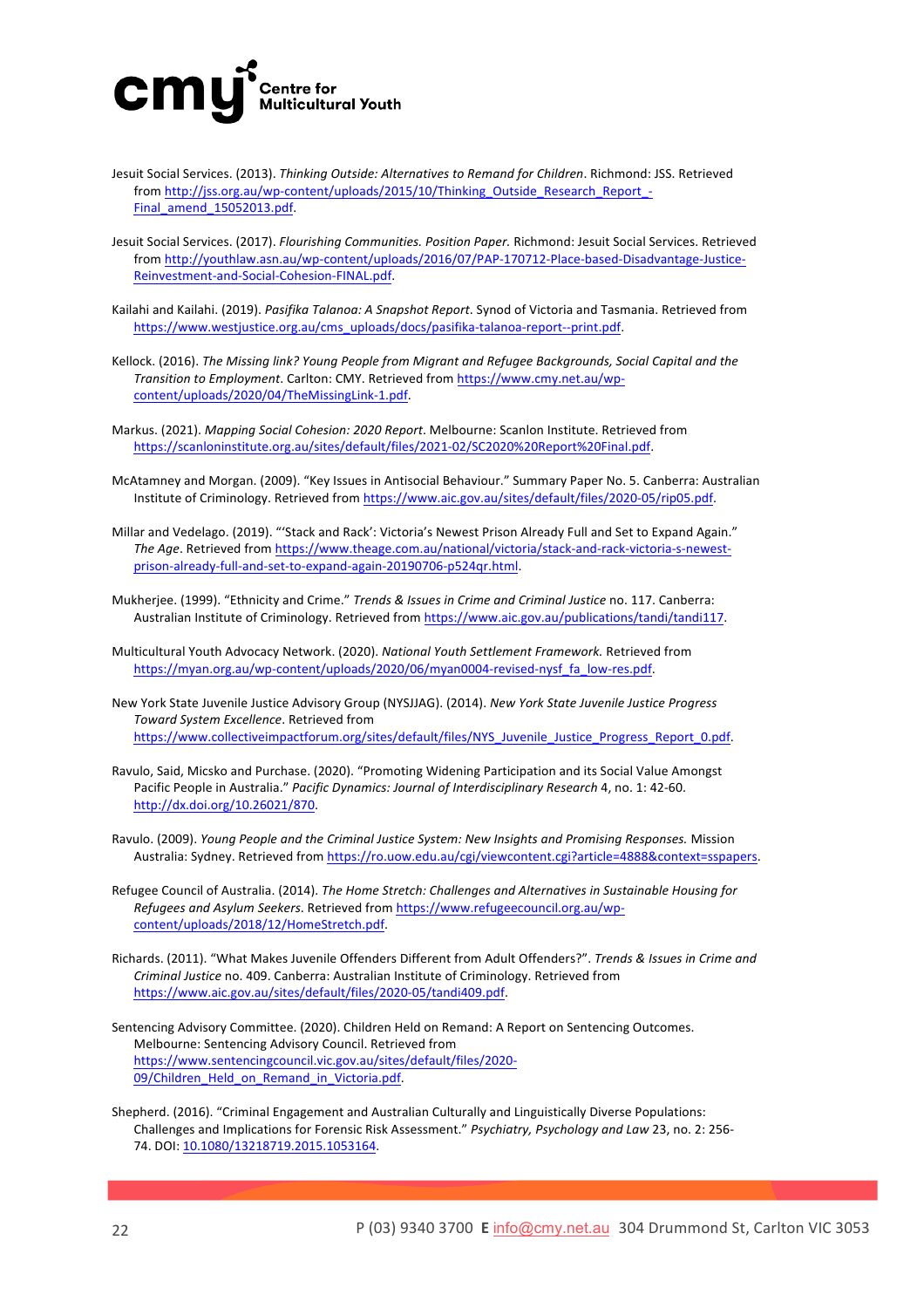Jesuit Social Services. (2013). *Thinking Outside: Alternatives to Remand for Children*. Richmond: JSS. Retrieved from http://jss.org.au/wp-content/uploads/2015/10/Thinking_Outside_Research_Report_-Final_amend_15052013.pdf.

Jesuit Social Services. (2017). *Flourishing Communities. Position Paper.* Richmond: Jesuit Social Services. Retrieved from http://youthlaw.asn.au/wp-content/uploads/2016/07/PAP-170712-Place-based-Disadvantage-Justice-Reinvestment-and-Social-Cohesion-FINAL.pdf.

Kailahi and Kailahi. (2019). *Pasifika Talanoa: A Snapshot Report*. Synod of Victoria and Tasmania. Retrieved from https://www.westjustice.org.au/cms_uploads/docs/pasifika-talanoa-report--print.pdf.

Kellock. (2016). *The Missing link? Young People from Migrant and Refugee Backgrounds, Social Capital and the Transition to Employment*. Carlton: CMY. Retrieved from https://www.cmy.net.au/wp-content/uploads/2020/04/TheMissingLink-1.pdf.

Markus. (2021). *Mapping Social Cohesion: 2020 Report*. Melbourne: Scanlon Institute. Retrieved from https://scanloninstitute.org.au/sites/default/files/2021-02/SC2020%20Report%20Final.pdf.

McAtamney and Morgan. (2009). "Key Issues in Antisocial Behaviour." Summary Paper No. 5. Canberra: Australian Institute of Criminology. Retrieved from https://www.aic.gov.au/sites/default/files/2020-05/rip05.pdf.

Millar and Vedelago. (2019). "'Stack and Rack': Victoria's Newest Prison Already Full and Set to Expand Again." *The Age*. Retrieved from https://www.theage.com.au/national/victoria/stack-and-rack-victoria-s-newest-prison-already-full-and-set-to-expand-again-20190706-p524qr.html.

Mukherjee. (1999). "Ethnicity and Crime." *Trends & Issues in Crime and Criminal Justice* no. 117. Canberra: Australian Institute of Criminology. Retrieved from https://www.aic.gov.au/publications/tandi/tandi117.

Multicultural Youth Advocacy Network. (2020). *National Youth Settlement Framework.* Retrieved from https://myan.org.au/wp-content/uploads/2020/06/myan0004-revised-nysf_fa_low-res.pdf.

New York State Juvenile Justice Advisory Group (NYSJJAG). (2014). *New York State Juvenile Justice Progress Toward System Excellence*. Retrieved from https://www.collectiveimpactforum.org/sites/default/files/NYS_Juvenile_Justice_Progress_Report_0.pdf.

Ravulo, Said, Micsko and Purchase. (2020). "Promoting Widening Participation and its Social Value Amongst Pacific People in Australia." *Pacific Dynamics: Journal of Interdisciplinary Research* 4, no. 1: 42-60. http://dx.doi.org/10.26021/870.

Ravulo. (2009). *Young People and the Criminal Justice System: New Insights and Promising Responses.* Mission Australia: Sydney. Retrieved from https://ro.uow.edu.au/cgi/viewcontent.cgi?article=4888&context=sspapers.

Refugee Council of Australia. (2014). *The Home Stretch: Challenges and Alternatives in Sustainable Housing for Refugees and Asylum Seekers*. Retrieved from https://www.refugeecouncil.org.au/wp-content/uploads/2018/12/HomeStretch.pdf.

Richards. (2011). "What Makes Juvenile Offenders Different from Adult Offenders?". *Trends & Issues in Crime and Criminal Justice* no. 409. Canberra: Australian Institute of Criminology. Retrieved from https://www.aic.gov.au/sites/default/files/2020-05/tandi409.pdf.

Sentencing Advisory Committee. (2020). Children Held on Remand: A Report on Sentencing Outcomes. Melbourne: Sentencing Advisory Council. Retrieved from https://www.sentencingcouncil.vic.gov.au/sites/default/files/2020-09/Children_Held_on_Remand_in_Victoria.pdf.

Shepherd. (2016). "Criminal Engagement and Australian Culturally and Linguistically Diverse Populations: Challenges and Implications for Forensic Risk Assessment." *Psychiatry, Psychology and Law* 23, no. 2: 256-74. DOI: 10.1080/13218719.2015.1053164.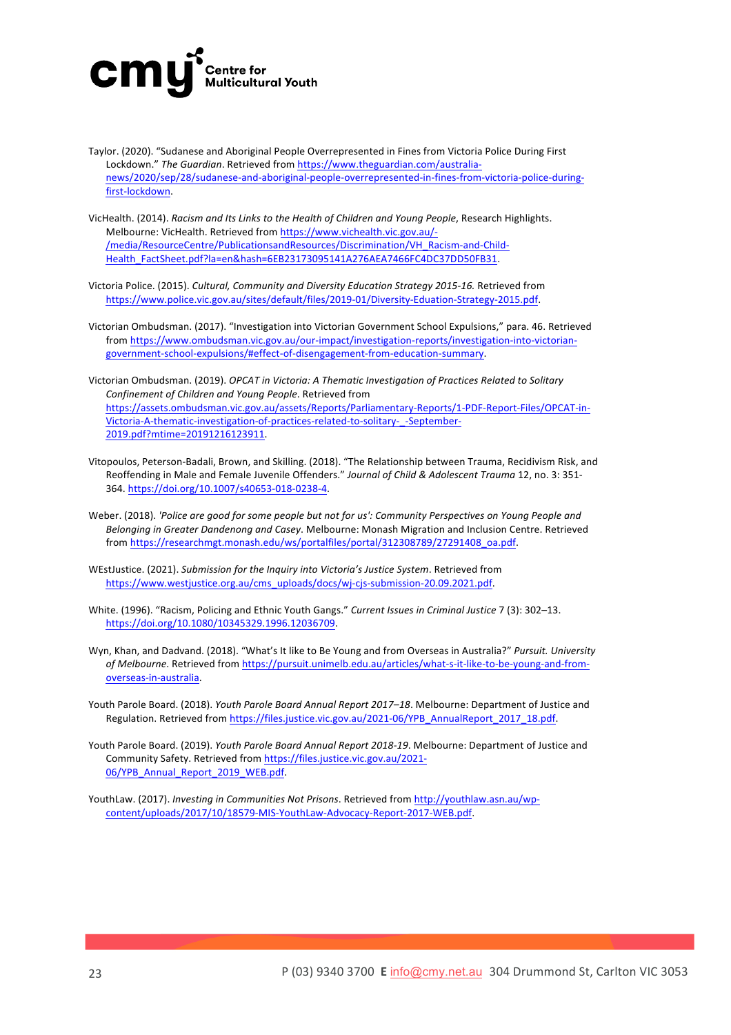Taylor. (2020). "Sudanese and Aboriginal People Overrepresented in Fines from Victoria Police During First Lockdown." *The Guardian*. Retrieved from https://www.theguardian.com/australia-news/2020/sep/28/sudanese-and-aboriginal-people-overrepresented-in-fines-from-victoria-police-during-first-lockdown.

VicHealth. (2014). *Racism and Its Links to the Health of Children and Young People*, Research Highlights. Melbourne: VicHealth. Retrieved from https://www.vichealth.vic.gov.au/-/media/ResourceCentre/PublicationsandResources/Discrimination/VH_Racism-and-Child-Health_FactSheet.pdf?la=en&hash=6EB23173095141A276AEA7466FC4DC37DD50FB31.

Victoria Police. (2015). *Cultural, Community and Diversity Education Strategy 2015-16.* Retrieved from https://www.police.vic.gov.au/sites/default/files/2019-01/Diversity-Eduation-Strategy-2015.pdf.

Victorian Ombudsman. (2017). "Investigation into Victorian Government School Expulsions," para. 46. Retrieved from https://www.ombudsman.vic.gov.au/our-impact/investigation-reports/investigation-into-victorian-government-school-expulsions/#effect-of-disengagement-from-education-summary.

Victorian Ombudsman. (2019). *OPCAT in Victoria: A Thematic Investigation of Practices Related to Solitary Confinement of Children and Young People*. Retrieved from https://assets.ombudsman.vic.gov.au/assets/Reports/Parliamentary-Reports/1-PDF-Report-Files/OPCAT-in-Victoria-A-thematic-investigation-of-practices-related-to-solitary-_-September-2019.pdf?mtime=20191216123911.

Vitopoulos, Peterson-Badali, Brown, and Skilling. (2018). "The Relationship between Trauma, Recidivism Risk, and Reoffending in Male and Female Juvenile Offenders." *Journal of Child & Adolescent Trauma* 12, no. 3: 351-364. https://doi.org/10.1007/s40653-018-0238-4.

Weber. (2018). *'Police are good for some people but not for us': Community Perspectives on Young People and Belonging in Greater Dandenong and Casey*. Melbourne: Monash Migration and Inclusion Centre. Retrieved from https://researchmgt.monash.edu/ws/portalfiles/portal/312308789/27291408_oa.pdf.

WEstJustice. (2021). *Submission for the Inquiry into Victoria's Justice System*. Retrieved from https://www.westjustice.org.au/cms_uploads/docs/wj-cjs-submission-20.09.2021.pdf.

White. (1996). "Racism, Policing and Ethnic Youth Gangs." *Current Issues in Criminal Justice* 7 (3): 302–13. https://doi.org/10.1080/10345329.1996.12036709.

Wyn, Khan, and Dadvand. (2018). "What's It like to Be Young and from Overseas in Australia?" *Pursuit. University of Melbourne*. Retrieved from https://pursuit.unimelb.edu.au/articles/what-s-it-like-to-be-young-and-from-overseas-in-australia.

Youth Parole Board. (2018). *Youth Parole Board Annual Report 2017–18*. Melbourne: Department of Justice and Regulation. Retrieved from https://files.justice.vic.gov.au/2021-06/YPB_AnnualReport_2017_18.pdf.

Youth Parole Board. (2019). *Youth Parole Board Annual Report 2018-19*. Melbourne: Department of Justice and Community Safety. Retrieved from https://files.justice.vic.gov.au/2021-06/YPB_Annual_Report_2019_WEB.pdf.

YouthLaw. (2017). *Investing in Communities Not Prisons*. Retrieved from http://youthlaw.asn.au/wp-content/uploads/2017/10/18579-MIS-YouthLaw-Advocacy-Report-2017-WEB.pdf.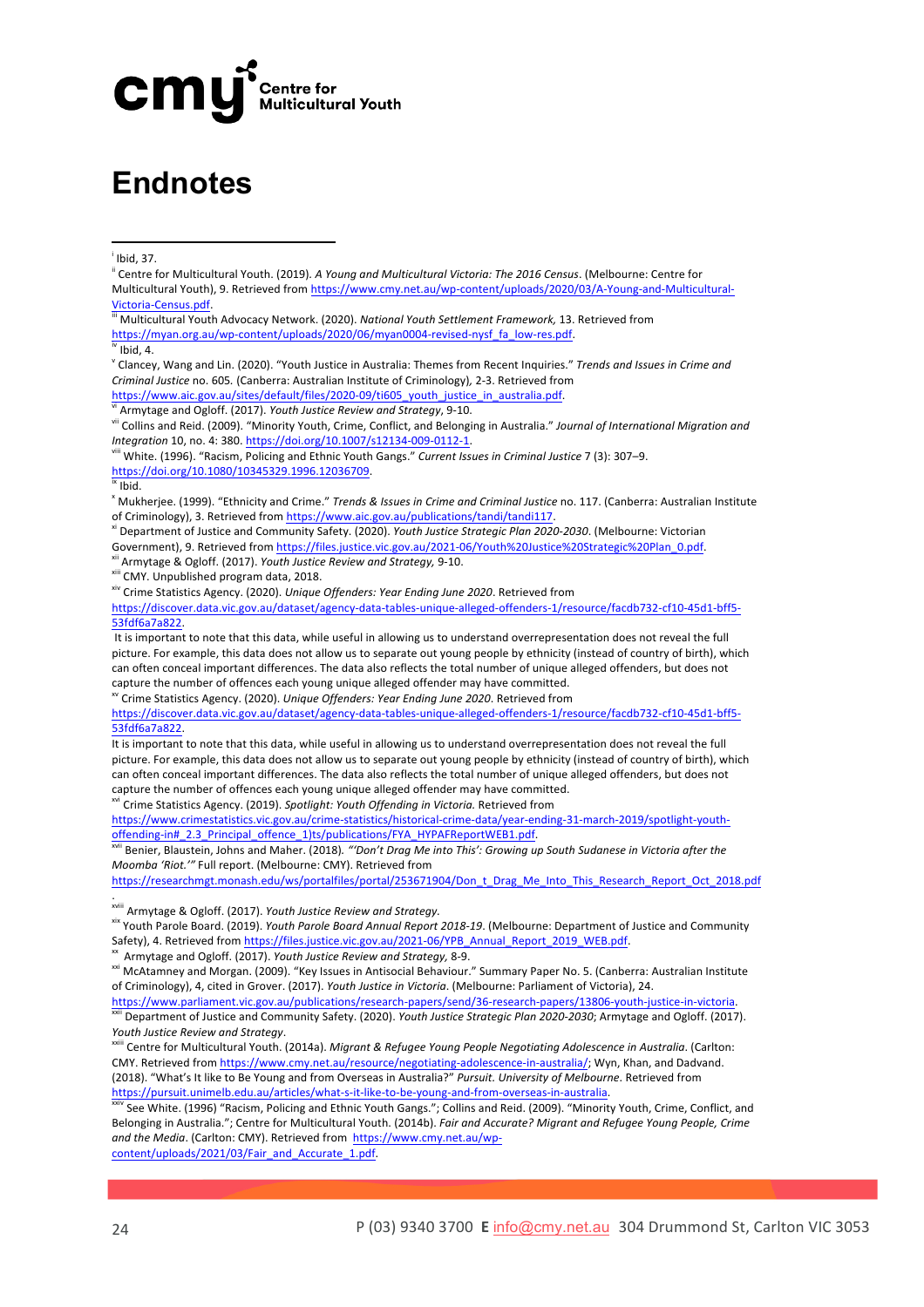# Endnotes

---

[i] Ibid, 37.

[ii] Centre for Multicultural Youth. (2019). *A Young and Multicultural Victoria: The 2016 Census*. (Melbourne: Centre for Multicultural Youth), 9. Retrieved from https://www.cmy.net.au/wp-content/uploads/2020/03/A-Young-and-Multicultural-Victoria-Census.pdf.

[iii] Multicultural Youth Advocacy Network. (2020). *National Youth Settlement Framework,* 13. Retrieved from https://myan.org.au/wp-content/uploads/2020/06/myan0004-revised-nysf_fa_low-res.pdf.

[iv] Ibid, 4.

[v] Clancey, Wang and Lin. (2020). "Youth Justice in Australia: Themes from Recent Inquiries." *Trends and Issues in Crime and Criminal Justice* no. 605. (Canberra: Australian Institute of Criminology), 2-3. Retrieved from https://www.aic.gov.au/sites/default/files/2020-09/ti605_youth_justice_in_australia.pdf.

[vi] Armytage and Ogloff. (2017). *Youth Justice Review and Strategy*, 9-10.

[vii] Collins and Reid. (2009). "Minority Youth, Crime, Conflict, and Belonging in Australia." *Journal of International Migration and Integration* 10, no. 4: 380. https://doi.org/10.1007/s12134-009-0112-1.

[viii] White. (1996). "Racism, Policing and Ethnic Youth Gangs." *Current Issues in Criminal Justice* 7 (3): 307–9. https://doi.org/10.1080/10345329.1996.12036709.

[ix] Ibid.

[x] Mukherjee. (1999). "Ethnicity and Crime." *Trends & Issues in Crime and Criminal Justice* no. 117. (Canberra: Australian Institute of Criminology), 3. Retrieved from https://www.aic.gov.au/publications/tandi/tandi117.

[xi] Department of Justice and Community Safety. (2020). *Youth Justice Strategic Plan 2020-2030*. (Melbourne: Victorian Government), 9. Retrieved from https://files.justice.vic.gov.au/2021-06/Youth%20Justice%20Strategic%20Plan_0.pdf.

[xii] Armytage & Ogloff. (2017). *Youth Justice Review and Strategy,* 9-10.

[xiii] CMY. Unpublished program data, 2018.

[xiv] Crime Statistics Agency. (2020). *Unique Offenders: Year Ending June 2020*. Retrieved from https://discover.data.vic.gov.au/dataset/agency-data-tables-unique-alleged-offenders-1/resource/facdb732-cf10-45d1-bff5-53fdf6a7a822.

It is important to note that this data, while useful in allowing us to understand overrepresentation does not reveal the full picture. For example, this data does not allow us to separate out young people by ethnicity (instead of country of birth), which can often conceal important differences. The data also reflects the total number of unique alleged offenders, but does not capture the number of offences each young unique alleged offender may have committed.

[xv] Crime Statistics Agency. (2020). *Unique Offenders: Year Ending June 2020*. Retrieved from https://discover.data.vic.gov.au/dataset/agency-data-tables-unique-alleged-offenders-1/resource/facdb732-cf10-45d1-bff5-53fdf6a7a822.

It is important to note that this data, while useful in allowing us to understand overrepresentation does not reveal the full picture. For example, this data does not allow us to separate out young people by ethnicity (instead of country of birth), which can often conceal important differences. The data also reflects the total number of unique alleged offenders, but does not capture the number of offences each young unique alleged offender may have committed.

[xvi] Crime Statistics Agency. (2019). *Spotlight: Youth Offending in Victoria.* Retrieved from https://www.crimestatistics.vic.gov.au/crime-statistics/historical-crime-data/year-ending-31-march-2019/spotlight-youth-offending-in#_2.3_Principal_offence_1)ts/publications/FYA_HYPAFReportWEB1.pdf.

[xvii] Benier, Blaustein, Johns and Maher. (2018). *"'Don't Drag Me into This': Growing up South Sudanese in Victoria after the Moomba 'Riot.'"* Full report. (Melbourne: CMY). Retrieved from https://researchmgt.monash.edu/ws/portalfiles/portal/253671904/Don_t_Drag_Me_Into_This_Research_Report_Oct_2018.pdf.

[xviii] Armytage & Ogloff. (2017). *Youth Justice Review and Strategy.*

[xix] Youth Parole Board. (2019). *Youth Parole Board Annual Report 2018-19*. (Melbourne: Department of Justice and Community Safety), 4. Retrieved from https://files.justice.vic.gov.au/2021-06/YPB_Annual_Report_2019_WEB.pdf.

[xx] Armytage and Ogloff. (2017). *Youth Justice Review and Strategy,* 8-9.

[xxi] McAtamney and Morgan. (2009). "Key Issues in Antisocial Behaviour." Summary Paper No. 5. (Canberra: Australian Institute of Criminology), 4, cited in Grover. (2017). *Youth Justice in Victoria*. (Melbourne: Parliament of Victoria), 24. https://www.parliament.vic.gov.au/publications/research-papers/send/36-research-papers/13806-youth-justice-in-victoria.

[xxii] Department of Justice and Community Safety. (2020). *Youth Justice Strategic Plan 2020-2030*; Armytage and Ogloff. (2017). *Youth Justice Review and Strategy*.

[xxiii] Centre for Multicultural Youth. (2014a). *Migrant & Refugee Young People Negotiating Adolescence in Australia*. (Carlton: CMY. Retrieved from https://www.cmy.net.au/resource/negotiating-adolescence-in-australia/; Wyn, Khan, and Dadvand. (2018). "What's It like to Be Young and from Overseas in Australia?" *Pursuit. University of Melbourne*. Retrieved from https://pursuit.unimelb.edu.au/articles/what-s-it-like-to-be-young-and-from-overseas-in-australia.

[xxiv] See White. (1996) "Racism, Policing and Ethnic Youth Gangs."; Collins and Reid. (2009). "Minority Youth, Crime, Conflict, and Belonging in Australia."; Centre for Multicultural Youth. (2014b). *Fair and Accurate? Migrant and Refugee Young People, Crime and the Media*. (Carlton: CMY). Retrieved from https://www.cmy.net.au/wp-content/uploads/2021/03/Fair_and_Accurate_1.pdf.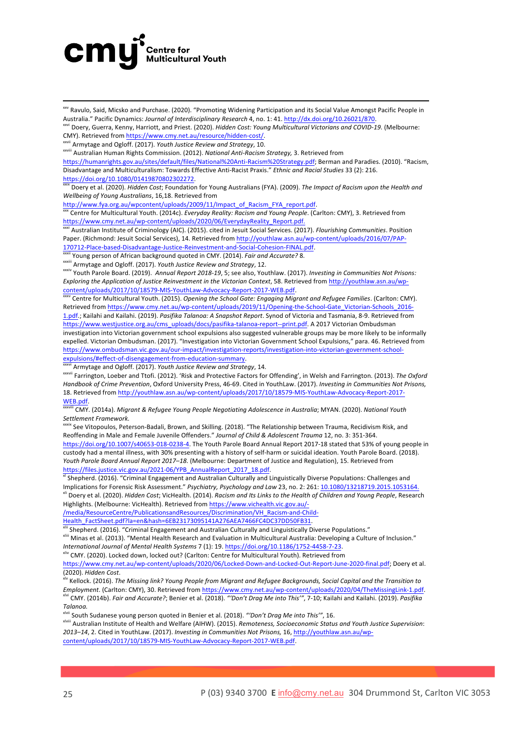[xxv] Ravulo, Said, Micsko and Purchase. (2020). "Promoting Widening Participation and its Social Value Amongst Pacific People in Australia." Pacific Dynamics: *Journal of Interdisciplinary Research* 4, no. 1: 41. http://dx.doi.org/10.26021/870.

[xxvi] Doery, Guerra, Kenny, Harriott, and Priest. (2020). *Hidden Cost: Young Multicultural Victorians and COVID-19.* (Melbourne: CMY). Retrieved from https://www.cmy.net.au/resource/hidden-cost/.

[xxvii] Armytage and Ogloff. (2017). *Youth Justice Review and Strategy*, 10.

[xxviii] Australian Human Rights Commission. (2012). *National Anti-Racism Strategy,* 3. Retrieved from https://humanrights.gov.au/sites/default/files/National%20Anti-Racism%20Strategy.pdf; Berman and Paradies. (2010). "Racism, Disadvantage and Multiculturalism: Towards Effective Anti-Racist Praxis." *Ethnic and Racial Studies* 33 (2): 216. https://doi.org/10.1080/01419870802302272.

[xxix] Doery et al. (2020). *Hidden Cost*; Foundation for Young Australians (FYA). (2009). *The Impact of Racism upon the Health and Wellbeing of Young Australians*, 16,18. Retrieved from http://www.fya.org.au/wpcontent/uploads/2009/11/Impact_of_Racism_FYA_report.pdf.

[xxx] Centre for Multicultural Youth. (2014c). *Everyday Reality: Racism and Young People*. (Carlton: CMY), 3. Retrieved from https://www.cmy.net.au/wp-content/uploads/2020/06/EverydayReality_Report.pdf.

[xxxi] Australian Institute of Criminology (AIC). (2015). cited in Jesuit Social Services. (2017). *Flourishing Communities*. Position Paper. (Richmond: Jesuit Social Services), 14. Retrieved from http://youthlaw.asn.au/wp-content/uploads/2016/07/PAP-170712-Place-based-Disadvantage-Justice-Reinvestment-and-Social-Cohesion-FINAL.pdf.

[xxxii] Young person of African background quoted in CMY. (2014). *Fair and Accurate?* 8.

[xxxiii] Armytage and Ogloff. (2017). *Youth Justice Review and Strategy*, 12.

[xxxiv] Youth Parole Board. (2019). *Annual Report 2018-19*, 5; see also, Youthlaw. (2017). *Investing in Communities Not Prisons: Exploring the Application of Justice Reinvestment in the Victorian Context*, 58. Retrieved from http://youthlaw.asn.au/wp-content/uploads/2017/10/18579-MIS-YouthLaw-Advocacy-Report-2017-WEB.pdf.

[xxxv] Centre for Multicultural Youth. (2015). *Opening the School Gate: Engaging Migrant and Refugee Families*. (Carlton: CMY). Retrieved from https://www.cmy.net.au/wp-content/uploads/2019/11/Opening-the-School-Gate_Victorian-Schools_2016-1.pdf.; Kailahi and Kailahi. (2019). *Pasifika Talanoa: A Snapshot Report*. Synod of Victoria and Tasmania, 8-9. Retrieved from https://www.westjustice.org.au/cms_uploads/docs/pasifika-talanoa-report--print.pdf. A 2017 Victorian Ombudsman investigation into Victorian government school expulsions also suggested vulnerable groups may be more likely to be informally expelled. Victorian Ombudsman. (2017). "Investigation into Victorian Government School Expulsions," para. 46. Retrieved from https://www.ombudsman.vic.gov.au/our-impact/investigation-reports/investigation-into-victorian-government-school-expulsions/#effect-of-disengagement-from-education-summary.

[xxxvi] Armytage and Ogloff. (2017). *Youth Justice Review and Strategy*, 14.

[xxxvii] Farrington, Loeber and Ttofi. (2012). 'Risk and Protective Factors for Offending', in Welsh and Farrington. (2013). *The Oxford Handbook of Crime Prevention*, Oxford University Press, 46-69. Cited in YouthLaw. (2017). *Investing in Communities Not Prisons,* 18. Retrieved from http://youthlaw.asn.au/wp-content/uploads/2017/10/18579-MIS-YouthLaw-Advocacy-Report-2017-WEB.pdf.

[xxxviii] CMY. (2014a). *Migrant & Refugee Young People Negotiating Adolescence in Australia*; MYAN. (2020). *National Youth Settlement Framework.*

[xxxix] See Vitopoulos, Peterson-Badali, Brown, and Skilling. (2018). "The Relationship between Trauma, Recidivism Risk, and Reoffending in Male and Female Juvenile Offenders." *Journal of Child & Adolescent Trauma* 12, no. 3: 351-364. https://doi.org/10.1007/s40653-018-0238-4. The Youth Parole Board Annual Report 2017-18 stated that 53% of young people in custody had a mental illness, with 30% presenting with a history of self-harm or suicidal ideation. Youth Parole Board. (2018). *Youth Parole Board Annual Report 2017–18.* (Melbourne: Department of Justice and Regulation), 15. Retrieved from https://files.justice.vic.gov.au/2021-06/YPB_AnnualReport_2017_18.pdf.

[xl] Shepherd. (2016). "Criminal Engagement and Australian Culturally and Linguistically Diverse Populations: Challenges and Implications for Forensic Risk Assessment." *Psychiatry, Psychology and Law* 23, no. 2: 261: 10.1080/13218719.2015.1053164.

[xli] Doery et al. (2020). *Hidden Cost*; VicHealth. (2014). *Racism and Its Links to the Health of Children and Young People*, Research Highlights. (Melbourne: VicHealth). Retrieved from https://www.vichealth.vic.gov.au/-/media/ResourceCentre/PublicationsandResources/Discrimination/VH_Racism-and-Child-Health_FactSheet.pdf?la=en&hash=6EB23173095141A276AEA7466FC4DC37DD50FB31.

[xlii] Shepherd. (2016). "Criminal Engagement and Australian Culturally and Linguistically Diverse Populations."

[xliii] Minas et al. (2013). "Mental Health Research and Evaluation in Multicultural Australia: Developing a Culture of Inclusion." *International Journal of Mental Health Systems* 7 (1): 19. https://doi.org/10.1186/1752-4458-7-23.

[xliv] CMY. (2020). Locked down, locked out? (Carlton: Centre for Multicultural Youth). Retrieved from https://www.cmy.net.au/wp-content/uploads/2020/06/Locked-Down-and-Locked-Out-Report-June-2020-final.pdf; Doery et al. (2020). *Hidden Cost.*

[xlv] Kellock. (2016). *The Missing link? Young People from Migrant and Refugee Backgrounds, Social Capital and the Transition to Employment*. (Carlton: CMY), 30. Retrieved from https://www.cmy.net.au/wp-content/uploads/2020/04/TheMissingLink-1.pdf.

[xlvi] CMY. (2014b). *Fair and Accurate?*; Benier et al. (2018). *"'Don't Drag Me into This'"*, 7-10; Kailahi and Kailahi. (2019). *Pasifika Talanoa.*

[xlvii] South Sudanese young person quoted in Benier et al. (2018). *"'Don't Drag Me into This'"*, 16.

[xlviii] Australian Institute of Health and Welfare (AIHW). (2015). *Remoteness, Socioeconomic Status and Youth Justice Supervision*: *2013–14*, 2. Cited in YouthLaw. (2017). *Investing in Communities Not Prisons*, 16, http://youthlaw.asn.au/wp-content/uploads/2017/10/18579-MIS-YouthLaw-Advocacy-Report-2017-WEB.pdf.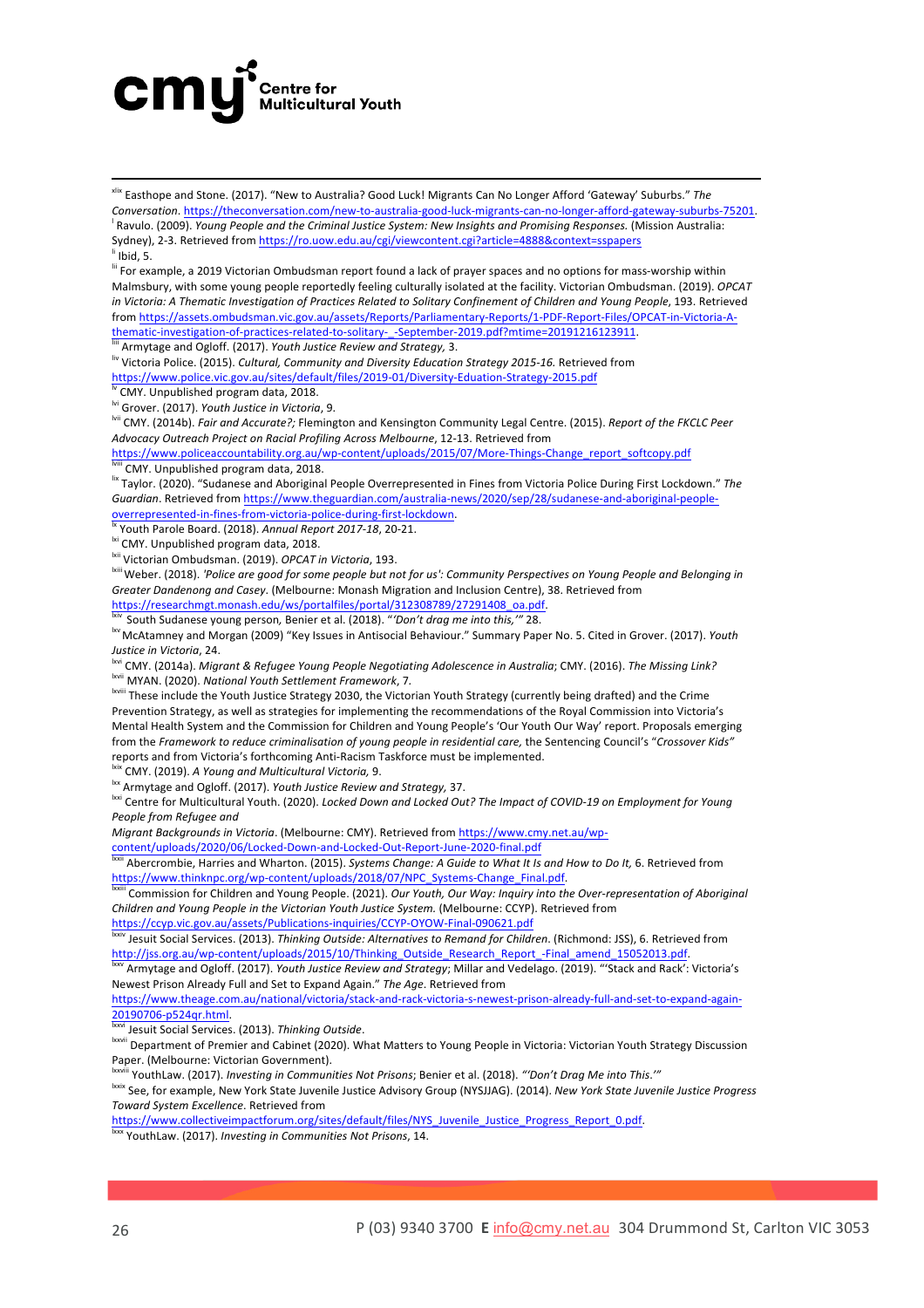[xlix] Easthope and Stone. (2017). "New to Australia? Good Luck! Migrants Can No Longer Afford 'Gateway' Suburbs." *The Conversation*. https://theconversation.com/new-to-australia-good-luck-migrants-can-no-longer-afford-gateway-suburbs-75201.

[l] Ravulo. (2009). *Young People and the Criminal Justice System: New Insights and Promising Responses.* (Mission Australia: Sydney), 2-3. Retrieved from https://ro.uow.edu.au/cgi/viewcontent.cgi?article=4888&context=sspapers

[li] Ibid, 5.

[lii] For example, a 2019 Victorian Ombudsman report found a lack of prayer spaces and no options for mass-worship within Malmsbury, with some young people reportedly feeling culturally isolated at the facility. Victorian Ombudsman. (2019). *OPCAT in Victoria: A Thematic Investigation of Practices Related to Solitary Confinement of Children and Young People*, 193. Retrieved from https://assets.ombudsman.vic.gov.au/assets/Reports/Parliamentary-Reports/1-PDF-Report-Files/OPCAT-in-Victoria-A-thematic-investigation-of-practices-related-to-solitary-_-September-2019.pdf?mtime=20191216123911.

[liii] Armytage and Ogloff. (2017). *Youth Justice Review and Strategy,* 3.

[liv] Victoria Police. (2015). *Cultural, Community and Diversity Education Strategy 2015-16.* Retrieved from https://www.police.vic.gov.au/sites/default/files/2019-01/Diversity-Eduation-Strategy-2015.pdf

[lv] CMY. Unpublished program data, 2018.

[lvi] Grover. (2017). *Youth Justice in Victoria*, 9.

[lvii] CMY. (2014b). *Fair and Accurate?;* Flemington and Kensington Community Legal Centre. (2015). *Report of the FKCLC Peer Advocacy Outreach Project on Racial Profiling Across Melbourne*, 12-13. Retrieved from https://www.policeaccountability.org.au/wp-content/uploads/2015/07/More-Things-Change_report_softcopy.pdf

[lviii] CMY. Unpublished program data, 2018.

[lix] Taylor. (2020). "Sudanese and Aboriginal People Overrepresented in Fines from Victoria Police During First Lockdown." *The Guardian*. Retrieved from https://www.theguardian.com/australia-news/2020/sep/28/sudanese-and-aboriginal-people-overrepresented-in-fines-from-victoria-police-during-first-lockdown.

[lx] Youth Parole Board. (2018). *Annual Report 2017-18*, 20-21.

[lxi] CMY. Unpublished program data, 2018.

[lxii] Victorian Ombudsman. (2019). *OPCAT in Victoria*, 193.

[lxiii] Weber. (2018). *'Police are good for some people but not for us': Community Perspectives on Young People and Belonging in Greater Dandenong and Casey*. (Melbourne: Monash Migration and Inclusion Centre), 38. Retrieved from https://researchmgt.monash.edu/ws/portalfiles/portal/312308789/27291408_oa.pdf.

[lxiv] South Sudanese young person, Benier et al. (2018). "*'Don't drag me into this,'*" 28.

[lxv] McAtamney and Morgan (2009) "Key Issues in Antisocial Behaviour." Summary Paper No. 5. Cited in Grover. (2017). *Youth Justice in Victoria*, 24.

[lxvi] CMY. (2014a). *Migrant & Refugee Young People Negotiating Adolescence in Australia*; CMY. (2016). *The Missing Link?*

[lxvii] MYAN. (2020). *National Youth Settlement Framework*, 7.

[lxviii] These include the Youth Justice Strategy 2030, the Victorian Youth Strategy (currently being drafted) and the Crime Prevention Strategy, as well as strategies for implementing the recommendations of the Royal Commission into Victoria's Mental Health System and the Commission for Children and Young People's 'Our Youth Our Way' report. Proposals emerging from the *Framework to reduce criminalisation of young people in residential care,* the Sentencing Council's "*Crossover Kids"* reports and from Victoria's forthcoming Anti-Racism Taskforce must be implemented.

[lxix] CMY. (2019). *A Young and Multicultural Victoria,* 9.

[lxx] Armytage and Ogloff. (2017). *Youth Justice Review and Strategy,* 37.

[lxxi] Centre for Multicultural Youth. (2020). *Locked Down and Locked Out? The Impact of COVID-19 on Employment for Young People from Refugee and Migrant Backgrounds in Victoria*. (Melbourne: CMY). Retrieved from https://www.cmy.net.au/wp-content/uploads/2020/06/Locked-Down-and-Locked-Out-Report-June-2020-final.pdf

[lxxii] Abercrombie, Harries and Wharton. (2015). *Systems Change: A Guide to What It Is and How to Do It,* 6. Retrieved from https://www.thinknpc.org/wp-content/uploads/2018/07/NPC_Systems-Change_Final.pdf.

[lxxiii] Commission for Children and Young People. (2021). *Our Youth, Our Way: Inquiry into the Over-representation of Aboriginal Children and Young People in the Victorian Youth Justice System.* (Melbourne: CCYP). Retrieved from https://ccyp.vic.gov.au/assets/Publications-inquiries/CCYP-OYOW-Final-090621.pdf

[lxxiv] Jesuit Social Services. (2013). *Thinking Outside: Alternatives to Remand for Children*. (Richmond: JSS), 6. Retrieved from http://jss.org.au/wp-content/uploads/2015/10/Thinking_Outside_Research_Report_-Final_amend_15052013.pdf.

[lxxv] Armytage and Ogloff. (2017). *Youth Justice Review and Strategy*; Millar and Vedelago. (2019). "'Stack and Rack': Victoria's Newest Prison Already Full and Set to Expand Again." *The Age*. Retrieved from https://www.theage.com.au/national/victoria/stack-and-rack-victoria-s-newest-prison-already-full-and-set-to-expand-again-20190706-p524qr.html.

[lxxvi] Jesuit Social Services. (2013). *Thinking Outside*.

[lxxvii] Department of Premier and Cabinet (2020). What Matters to Young People in Victoria: Victorian Youth Strategy Discussion Paper. (Melbourne: Victorian Government).

[lxxviii] YouthLaw. (2017). *Investing in Communities Not Prisons*; Benier et al. (2018). *"'Don't Drag Me into This.'"*

[lxxix] See, for example, New York State Juvenile Justice Advisory Group (NYSJJAG). (2014). *New York State Juvenile Justice Progress Toward System Excellence*. Retrieved from https://www.collectiveimpactforum.org/sites/default/files/NYS_Juvenile_Justice_Progress_Report_0.pdf.

[lxxx] YouthLaw. (2017). *Investing in Communities Not Prisons*, 14.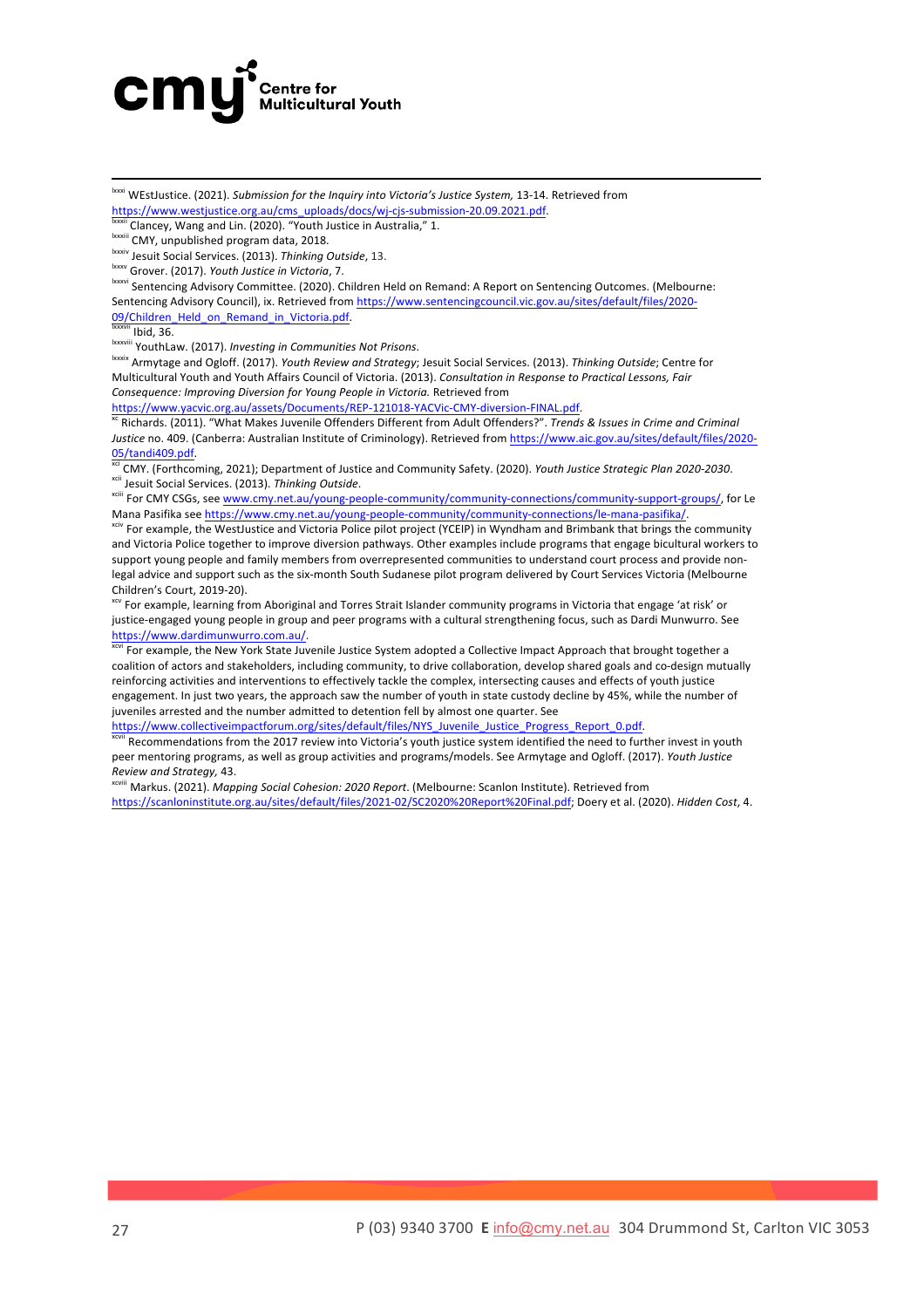[lxxxi] WEstJustice. (2021). *Submission for the Inquiry into Victoria's Justice System,* 13-14. Retrieved from https://www.westjustice.org.au/cms_uploads/docs/wj-cjs-submission-20.09.2021.pdf.

[lxxxii] Clancey, Wang and Lin. (2020). "Youth Justice in Australia," 1.

[lxxxiii] CMY, unpublished program data, 2018.

[lxxxiv] Jesuit Social Services. (2013). *Thinking Outside*, 13.

[lxxxv] Grover. (2017). *Youth Justice in Victoria*, 7.

[lxxxvi] Sentencing Advisory Committee. (2020). Children Held on Remand: A Report on Sentencing Outcomes. (Melbourne: Sentencing Advisory Council), ix. Retrieved from https://www.sentencingcouncil.vic.gov.au/sites/default/files/2020-09/Children_Held_on_Remand_in_Victoria.pdf.

[lxxxvii] Ibid, 36.

[lxxxviii] YouthLaw. (2017). *Investing in Communities Not Prisons*.

[lxxxix] Armytage and Ogloff. (2017). *Youth Review and Strategy*; Jesuit Social Services. (2013). *Thinking Outside*; Centre for Multicultural Youth and Youth Affairs Council of Victoria. (2013). *Consultation in Response to Practical Lessons, Fair Consequence: Improving Diversion for Young People in Victoria.* Retrieved from https://www.yacvic.org.au/assets/Documents/REP-121018-YACVic-CMY-diversion-FINAL.pdf.

[xc] Richards. (2011). "What Makes Juvenile Offenders Different from Adult Offenders?". *Trends & Issues in Crime and Criminal Justice* no. 409. (Canberra: Australian Institute of Criminology). Retrieved from https://www.aic.gov.au/sites/default/files/2020-05/tandi409.pdf.

[xci] CMY. (Forthcoming, 2021); Department of Justice and Community Safety. (2020). *Youth Justice Strategic Plan 2020-2030*.

[xcii] Jesuit Social Services. (2013). *Thinking Outside*.

[xciii] For CMY CSGs, see www.cmy.net.au/young-people-community/community-connections/community-support-groups/, for Le Mana Pasifika see https://www.cmy.net.au/young-people-community/community-connections/le-mana-pasifika/.

[xciv] For example, the WestJustice and Victoria Police pilot project (YCEIP) in Wyndham and Brimbank that brings the community and Victoria Police together to improve diversion pathways. Other examples include programs that engage bicultural workers to support young people and family members from overrepresented communities to understand court process and provide non-legal advice and support such as the six-month South Sudanese pilot program delivered by Court Services Victoria (Melbourne Children's Court, 2019-20).

[xcv] For example, learning from Aboriginal and Torres Strait Islander community programs in Victoria that engage 'at risk' or justice-engaged young people in group and peer programs with a cultural strengthening focus, such as Dardi Munwurro. See https://www.dardimunwurro.com.au/.

[xcvi] For example, the New York State Juvenile Justice System adopted a Collective Impact Approach that brought together a coalition of actors and stakeholders, including community, to drive collaboration, develop shared goals and co-design mutually reinforcing activities and interventions to effectively tackle the complex, intersecting causes and effects of youth justice engagement. In just two years, the approach saw the number of youth in state custody decline by 45%, while the number of juveniles arrested and the number admitted to detention fell by almost one quarter. See https://www.collectiveimpactforum.org/sites/default/files/NYS_Juvenile_Justice_Progress_Report_0.pdf.

[xcvii] Recommendations from the 2017 review into Victoria's youth justice system identified the need to further invest in youth peer mentoring programs, as well as group activities and programs/models. See Armytage and Ogloff. (2017). *Youth Justice Review and Strategy,* 43.

[xcviii] Markus. (2021). *Mapping Social Cohesion: 2020 Report*. (Melbourne: Scanlon Institute). Retrieved from https://scanloninstitute.org.au/sites/default/files/2021-02/SC2020%20Report%20Final.pdf; Doery et al. (2020). *Hidden Cost*, 4.